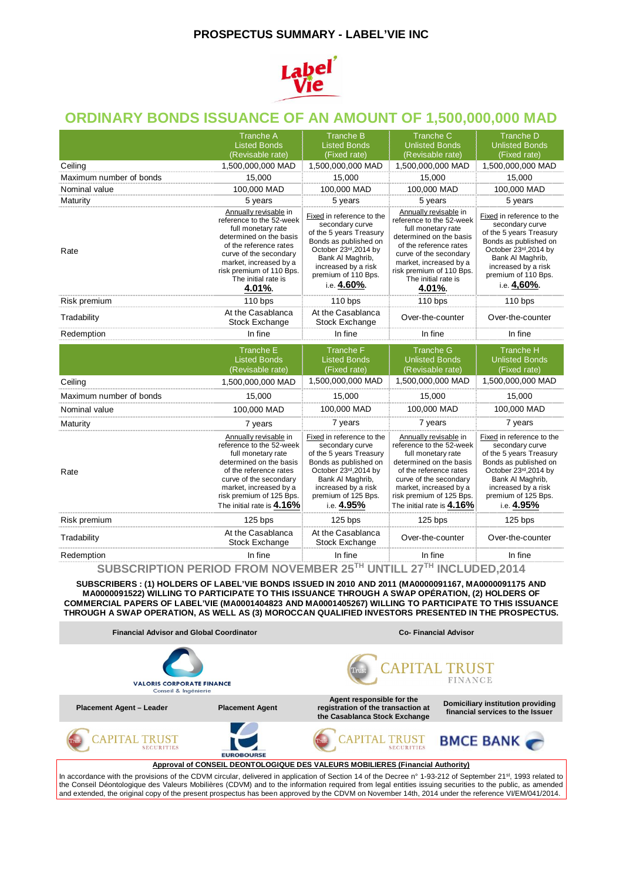# PROSPECTUS SUMMARY - LABEL'VIE INC

## ORDINARY BONDS ISSUANCE OF AN AMOUNT OF 1,500,000,000 MAD

| | Tranche A Listed Bonds (Revisable rate) | Tranche B Listed Bonds (Fixed rate) | Tranche C Unlisted Bonds (Revisable rate) | Tranche D Unlisted Bonds (Fixed rate) |
|---|---|---|---|---|
| Ceiling | 1,500,000,000 MAD | 1,500,000,000 MAD | 1,500,000,000 MAD | 1,500,000,000 MAD |
| Maximum number of bonds | 15,000 | 15,000 | 15,000 | 15,000 |
| Nominal value | 100,000 MAD | 100,000 MAD | 100,000 MAD | 100,000 MAD |
| Maturity | 5 years | 5 years | 5 years | 5 years |
| Rate | Annually revisable in reference to the 52-week full monetary rate determined on the basis of the reference rates curve of the secondary market, increased by a risk premium of 110 Bps. The initial rate is **4.01%**. | Fixed in reference to the secondary curve of the 5 years Treasury Bonds as published on October 23rd,2014 by Bank Al Maghrib, increased by a risk premium of 110 Bps. i.e. **4.60%**. | Annually revisable in reference to the 52-week full monetary rate determined on the basis of the reference rates curve of the secondary market, increased by a risk premium of 110 Bps. The initial rate is **4.01%**. | Fixed in reference to the secondary curve of the 5 years Treasury Bonds as published on October 23rd,2014 by Bank Al Maghrib, increased by a risk premium of 110 Bps. i.e. **4,60%**. |
| Risk premium | 110 bps | 110 bps | 110 bps | 110 bps |
| Tradability | At the Casablanca Stock Exchange | At the Casablanca Stock Exchange | Over-the-counter | Over-the-counter |
| Redemption | In fine | In fine | In fine | In fine |

| | Tranche E Listed Bonds (Revisable rate) | Tranche F Listed Bonds (Fixed rate) | Tranche G Unlisted Bonds (Revisable rate) | Tranche H Unlisted Bonds (Fixed rate) |
|---|---|---|---|---|
| Ceiling | 1,500,000,000 MAD | 1,500,000,000 MAD | 1,500,000,000 MAD | 1,500,000,000 MAD |
| Maximum number of bonds | 15,000 | 15,000 | 15,000 | 15,000 |
| Nominal value | 100,000 MAD | 100,000 MAD | 100,000 MAD | 100,000 MAD |
| Maturity | 7 years | 7 years | 7 years | 7 years |
| Rate | Annually revisable in reference to the 52-week full monetary rate determined on the basis of the reference rates curve of the secondary market, increased by a risk premium of 125 Bps. The initial rate is **4.16%** | Fixed in reference to the secondary curve of the 5 years Treasury Bonds as published on October 23rd,2014 by Bank Al Maghrib, increased by a risk premium of 125 Bps. i.e. **4.95%** | Annually revisable in reference to the 52-week full monetary rate determined on the basis of the reference rates curve of the secondary market, increased by a risk premium of 125 Bps. The initial rate is **4.16%** | Fixed in reference to the secondary curve of the 5 years Treasury Bonds as published on October 23rd,2014 by Bank Al Maghrib, increased by a risk premium of 125 Bps. i.e. **4.95%** |
| Risk premium | 125 bps | 125 bps | 125 bps | 125 bps |
| Tradability | At the Casablanca Stock Exchange | At the Casablanca Stock Exchange | Over-the-counter | Over-the-counter |
| Redemption | In fine | In fine | In fine | In fine |

### SUBSCRIPTION PERIOD FROM NOVEMBER 25TH UNTILL 27TH INCLUDED,2014

**SUBSCRIBERS : (1) HOLDERS OF LABEL'VIE BONDS ISSUED IN 2010 AND 2011 (MA0000091167, MA0000091175 AND MA0000091522) WILLING TO PARTICIPATE TO THIS ISSUANCE THROUGH A SWAP OPÉRATION, (2) HOLDERS OF COMMERCIAL PAPERS OF LABEL'VIE (MA0001404823 AND MA0001405267) WILLING TO PARTICIPATE TO THIS ISSUANCE THROUGH A SWAP OPERATION, AS WELL AS (3) MOROCCAN QUALIFIED INVESTORS PRESENTED IN THE PROSPECTUS.**

| Financial Advisor and Global Coordinator | Co- Financial Advisor |
|---|---|
| VALORIS CORPORATE FINANCE Conseil & Ingénierie | CAPITAL TRUST FINANCE |

| Placement Agent – Leader | Placement Agent | Agent responsible for the registration of the transaction at the Casablanca Stock Exchange | Domiciliary institution providing financial services to the Issuer |
|---|---|---|---|
| CAPITAL TRUST SECURITIES | EUROBOURSE | CAPITAL TRUST SECURITIES | BMCE BANK |

**Approval of CONSEIL DEONTOLOGIQUE DES VALEURS MOBILIERES (Financial Authority)**

In accordance with the provisions of the CDVM circular, delivered in application of Section 14 of the Decree n° 1-93-212 of September 21st, 1993 related to the Conseil Déontologique des Valeurs Mobilières (CDVM) and to the information required from legal entities issuing securities to the public, as amended and extended, the original copy of the present prospectus has been approved by the CDVM on November 14th, 2014 under the reference VI/EM/041/2014.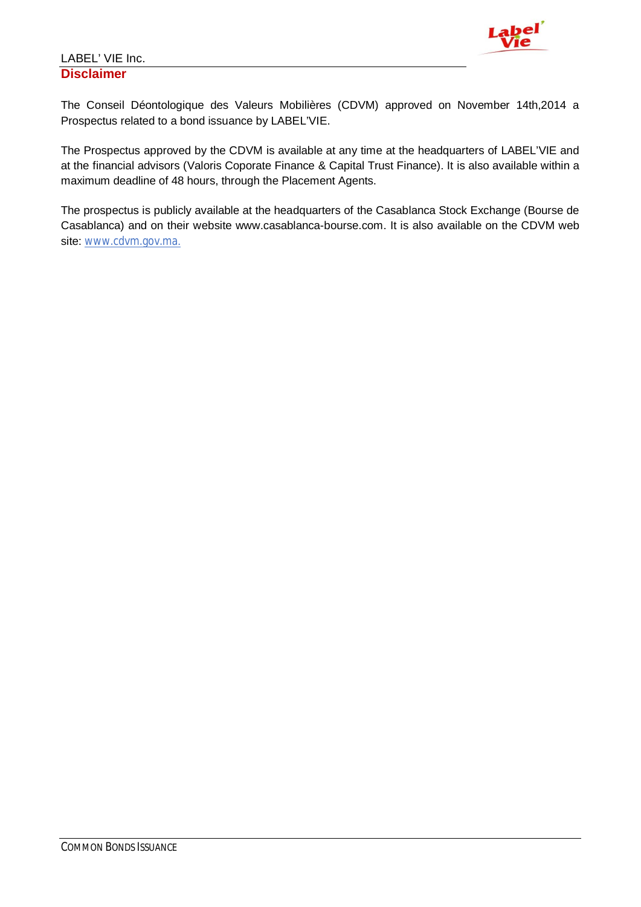## Disclaimer

The Conseil Déontologique des Valeurs Mobilières (CDVM) approved on November 14th,2014 a Prospectus related to a bond issuance by LABEL'VIE.

The Prospectus approved by the CDVM is available at any time at the headquarters of LABEL'VIE and at the financial advisors (Valoris Coporate Finance & Capital Trust Finance). It is also available within a maximum deadline of 48 hours, through the Placement Agents.

The prospectus is publicly available at the headquarters of the Casablanca Stock Exchange (Bourse de Casablanca) and on their website www.casablanca-bourse.com. It is also available on the CDVM web site: www.cdvm.gov.ma.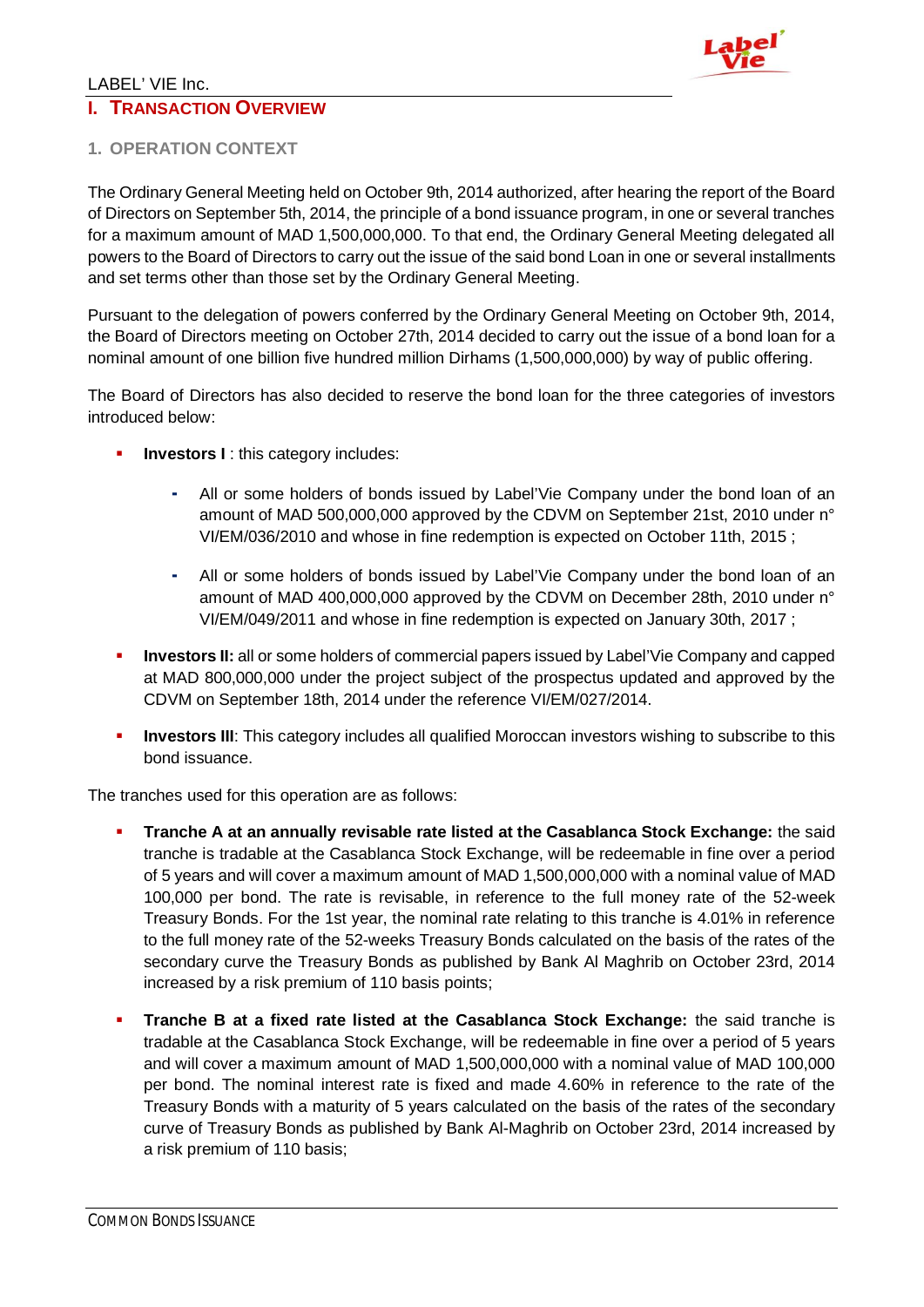# I. TRANSACTION OVERVIEW

## 1. OPERATION CONTEXT

The Ordinary General Meeting held on October 9th, 2014 authorized, after hearing the report of the Board of Directors on September 5th, 2014, the principle of a bond issuance program, in one or several tranches for a maximum amount of MAD 1,500,000,000. To that end, the Ordinary General Meeting delegated all powers to the Board of Directors to carry out the issue of the said bond Loan in one or several installments and set terms other than those set by the Ordinary General Meeting.

Pursuant to the delegation of powers conferred by the Ordinary General Meeting on October 9th, 2014, the Board of Directors meeting on October 27th, 2014 decided to carry out the issue of a bond loan for a nominal amount of one billion five hundred million Dirhams (1,500,000,000) by way of public offering.

The Board of Directors has also decided to reserve the bond loan for the three categories of investors introduced below:

- **Investors I** : this category includes:
  - All or some holders of bonds issued by Label'Vie Company under the bond loan of an amount of MAD 500,000,000 approved by the CDVM on September 21st, 2010 under n° VI/EM/036/2010 and whose in fine redemption is expected on October 11th, 2015 ;
  - All or some holders of bonds issued by Label'Vie Company under the bond loan of an amount of MAD 400,000,000 approved by the CDVM on December 28th, 2010 under n° VI/EM/049/2011 and whose in fine redemption is expected on January 30th, 2017 ;
- **Investors II:** all or some holders of commercial papers issued by Label'Vie Company and capped at MAD 800,000,000 under the project subject of the prospectus updated and approved by the CDVM on September 18th, 2014 under the reference VI/EM/027/2014.
- **Investors III**: This category includes all qualified Moroccan investors wishing to subscribe to this bond issuance.

The tranches used for this operation are as follows:

- **Tranche A at an annually revisable rate listed at the Casablanca Stock Exchange:** the said tranche is tradable at the Casablanca Stock Exchange, will be redeemable in fine over a period of 5 years and will cover a maximum amount of MAD 1,500,000,000 with a nominal value of MAD 100,000 per bond. The rate is revisable, in reference to the full money rate of the 52-week Treasury Bonds. For the 1st year, the nominal rate relating to this tranche is 4.01% in reference to the full money rate of the 52-weeks Treasury Bonds calculated on the basis of the rates of the secondary curve the Treasury Bonds as published by Bank Al Maghrib on October 23rd, 2014 increased by a risk premium of 110 basis points;
- **Tranche B at a fixed rate listed at the Casablanca Stock Exchange:** the said tranche is tradable at the Casablanca Stock Exchange, will be redeemable in fine over a period of 5 years and will cover a maximum amount of MAD 1,500,000,000 with a nominal value of MAD 100,000 per bond. The nominal interest rate is fixed and made 4.60% in reference to the rate of the Treasury Bonds with a maturity of 5 years calculated on the basis of the rates of the secondary curve of Treasury Bonds as published by Bank Al-Maghrib on October 23rd, 2014 increased by a risk premium of 110 basis;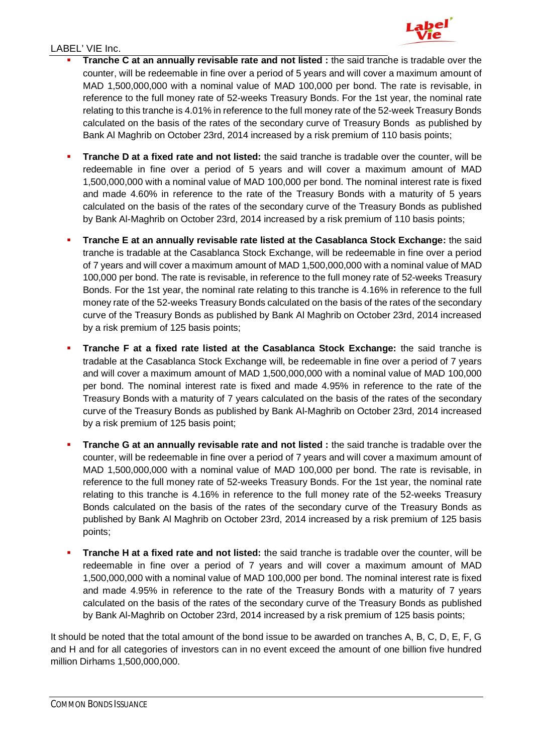- **Tranche C at an annually revisable rate and not listed :** the said tranche is tradable over the counter, will be redeemable in fine over a period of 5 years and will cover a maximum amount of MAD 1,500,000,000 with a nominal value of MAD 100,000 per bond. The rate is revisable, in reference to the full money rate of 52-weeks Treasury Bonds. For the 1st year, the nominal rate relating to this tranche is 4.01% in reference to the full money rate of the 52-week Treasury Bonds calculated on the basis of the rates of the secondary curve of Treasury Bonds as published by Bank Al Maghrib on October 23rd, 2014 increased by a risk premium of 110 basis points;

- **Tranche D at a fixed rate and not listed:** the said tranche is tradable over the counter, will be redeemable in fine over a period of 5 years and will cover a maximum amount of MAD 1,500,000,000 with a nominal value of MAD 100,000 per bond. The nominal interest rate is fixed and made 4.60% in reference to the rate of the Treasury Bonds with a maturity of 5 years calculated on the basis of the rates of the secondary curve of the Treasury Bonds as published by Bank Al-Maghrib on October 23rd, 2014 increased by a risk premium of 110 basis points;

- **Tranche E at an annually revisable rate listed at the Casablanca Stock Exchange:** the said tranche is tradable at the Casablanca Stock Exchange, will be redeemable in fine over a period of 7 years and will cover a maximum amount of MAD 1,500,000,000 with a nominal value of MAD 100,000 per bond. The rate is revisable, in reference to the full money rate of 52-weeks Treasury Bonds. For the 1st year, the nominal rate relating to this tranche is 4.16% in reference to the full money rate of the 52-weeks Treasury Bonds calculated on the basis of the rates of the secondary curve of the Treasury Bonds as published by Bank Al Maghrib on October 23rd, 2014 increased by a risk premium of 125 basis points;

- **Tranche F at a fixed rate listed at the Casablanca Stock Exchange:** the said tranche is tradable at the Casablanca Stock Exchange will, be redeemable in fine over a period of 7 years and will cover a maximum amount of MAD 1,500,000,000 with a nominal value of MAD 100,000 per bond. The nominal interest rate is fixed and made 4.95% in reference to the rate of the Treasury Bonds with a maturity of 7 years calculated on the basis of the rates of the secondary curve of the Treasury Bonds as published by Bank Al-Maghrib on October 23rd, 2014 increased by a risk premium of 125 basis point;

- **Tranche G at an annually revisable rate and not listed :** the said tranche is tradable over the counter, will be redeemable in fine over a period of 7 years and will cover a maximum amount of MAD 1,500,000,000 with a nominal value of MAD 100,000 per bond. The rate is revisable, in reference to the full money rate of 52-weeks Treasury Bonds. For the 1st year, the nominal rate relating to this tranche is 4.16% in reference to the full money rate of the 52-weeks Treasury Bonds calculated on the basis of the rates of the secondary curve of the Treasury Bonds as published by Bank Al Maghrib on October 23rd, 2014 increased by a risk premium of 125 basis points;

- **Tranche H at a fixed rate and not listed:** the said tranche is tradable over the counter, will be redeemable in fine over a period of 7 years and will cover a maximum amount of MAD 1,500,000,000 with a nominal value of MAD 100,000 per bond. The nominal interest rate is fixed and made 4.95% in reference to the rate of the Treasury Bonds with a maturity of 7 years calculated on the basis of the rates of the secondary curve of the Treasury Bonds as published by Bank Al-Maghrib on October 23rd, 2014 increased by a risk premium of 125 basis points;

It should be noted that the total amount of the bond issue to be awarded on tranches A, B, C, D, E, F, G and H and for all categories of investors can in no event exceed the amount of one billion five hundred million Dirhams 1,500,000,000.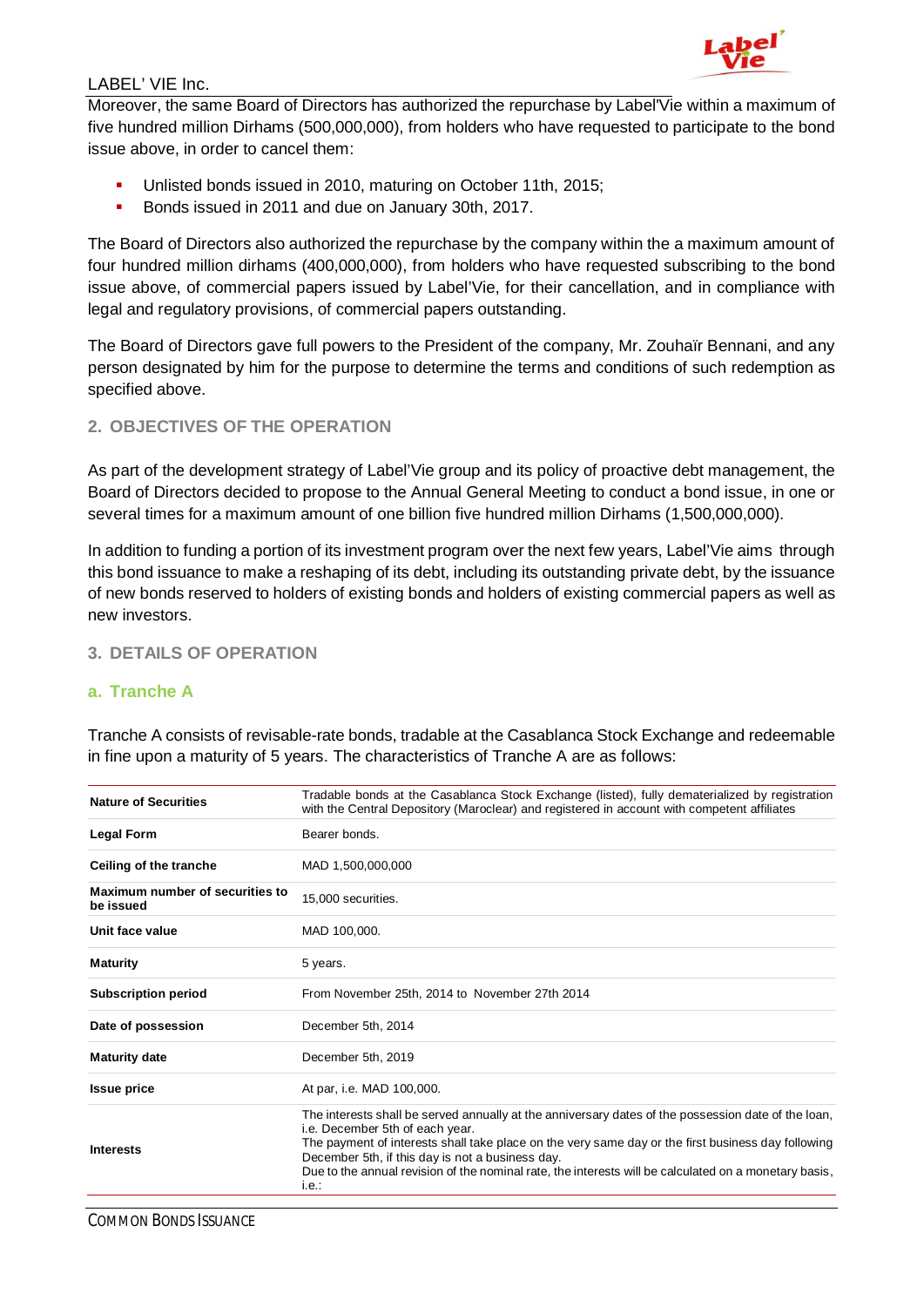Moreover, the same Board of Directors has authorized the repurchase by Label'Vie within a maximum of five hundred million Dirhams (500,000,000), from holders who have requested to participate to the bond issue above, in order to cancel them:

- Unlisted bonds issued in 2010, maturing on October 11th, 2015;
- Bonds issued in 2011 and due on January 30th, 2017.

The Board of Directors also authorized the repurchase by the company within the a maximum amount of four hundred million dirhams (400,000,000), from holders who have requested subscribing to the bond issue above, of commercial papers issued by Label'Vie, for their cancellation, and in compliance with legal and regulatory provisions, of commercial papers outstanding.

The Board of Directors gave full powers to the President of the company, Mr. Zouhaïr Bennani, and any person designated by him for the purpose to determine the terms and conditions of such redemption as specified above.

## 2. OBJECTIVES OF THE OPERATION

As part of the development strategy of Label'Vie group and its policy of proactive debt management, the Board of Directors decided to propose to the Annual General Meeting to conduct a bond issue, in one or several times for a maximum amount of one billion five hundred million Dirhams (1,500,000,000).

In addition to funding a portion of its investment program over the next few years, Label'Vie aims through this bond issuance to make a reshaping of its debt, including its outstanding private debt, by the issuance of new bonds reserved to holders of existing bonds and holders of existing commercial papers as well as new investors.

## 3. DETAILS OF OPERATION

### a. Tranche A

Tranche A consists of revisable-rate bonds, tradable at the Casablanca Stock Exchange and redeemable in fine upon a maturity of 5 years. The characteristics of Tranche A are as follows:

| | |
|---|---|
| **Nature of Securities** | Tradable bonds at the Casablanca Stock Exchange (listed), fully dematerialized by registration with the Central Depository (Maroclear) and registered in account with competent affiliates |
| **Legal Form** | Bearer bonds. |
| **Ceiling of the tranche** | MAD 1,500,000,000 |
| **Maximum number of securities to be issued** | 15,000 securities. |
| **Unit face value** | MAD 100,000. |
| **Maturity** | 5 years. |
| **Subscription period** | From November 25th, 2014 to November 27th 2014 |
| **Date of possession** | December 5th, 2014 |
| **Maturity date** | December 5th, 2019 |
| **Issue price** | At par, i.e. MAD 100,000. |
| **Interests** | The interests shall be served annually at the anniversary dates of the possession date of the loan, i.e. December 5th of each year. The payment of interests shall take place on the very same day or the first business day following December 5th, if this day is not a business day. Due to the annual revision of the nominal rate, the interests will be calculated on a monetary basis, i.e.: |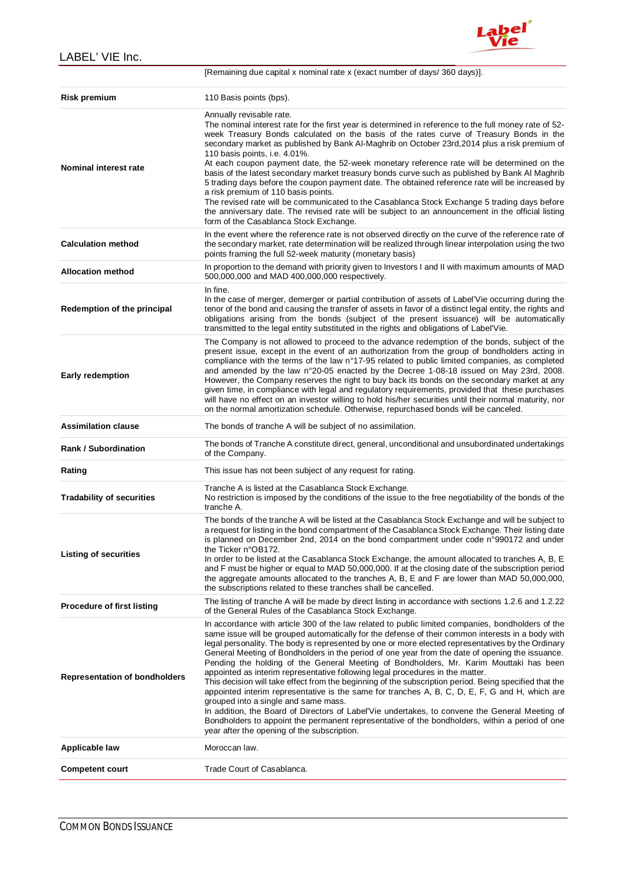| | |
|---|---|
| | [Remaining due capital x nominal rate x (exact number of days/ 360 days)]. |
| **Risk premium** | 110 Basis points (bps). |
| **Nominal interest rate** | Annually revisable rate.<br>The nominal interest rate for the first year is determined in reference to the full money rate of 52-week Treasury Bonds calculated on the basis of the rates curve of Treasury Bonds in the secondary market as published by Bank Al-Maghrib on October 23rd,2014 plus a risk premium of 110 basis points, i.e. 4.01%.<br>At each coupon payment date, the 52-week monetary reference rate will be determined on the basis of the latest secondary market treasury bonds curve such as published by Bank Al Maghrib 5 trading days before the coupon payment date. The obtained reference rate will be increased by a risk premium of 110 basis points.<br>The revised rate will be communicated to the Casablanca Stock Exchange 5 trading days before the anniversary date. The revised rate will be subject to an announcement in the official listing form of the Casablanca Stock Exchange. |
| **Calculation method** | In the event where the reference rate is not observed directly on the curve of the reference rate of the secondary market, rate determination will be realized through linear interpolation using the two points framing the full 52-week maturity (monetary basis) |
| **Allocation method** | In proportion to the demand with priority given to Investors I and II with maximum amounts of MAD 500,000,000 and MAD 400,000,000 respectively. |
| **Redemption of the principal** | In fine.<br>In the case of merger, demerger or partial contribution of assets of Label'Vie occurring during the tenor of the bond and causing the transfer of assets in favor of a distinct legal entity, the rights and obligations arising from the bonds (subject of the present issuance) will be automatically transmitted to the legal entity substituted in the rights and obligations of Label'Vie. |
| **Early redemption** | The Company is not allowed to proceed to the advance redemption of the bonds, subject of the present issue, except in the event of an authorization from the group of bondholders acting in compliance with the terms of the law n°17-95 related to public limited companies, as completed and amended by the law n°20-05 enacted by the Decree 1-08-18 issued on May 23rd, 2008. However, the Company reserves the right to buy back its bonds on the secondary market at any given time, in compliance with legal and regulatory requirements, provided that these purchases will have no effect on an investor willing to hold his/her securities until their normal maturity, nor on the normal amortization schedule. Otherwise, repurchased bonds will be canceled. |
| **Assimilation clause** | The bonds of tranche A will be subject of no assimilation. |
| **Rank / Subordination** | The bonds of Tranche A constitute direct, general, unconditional and unsubordinated undertakings of the Company. |
| **Rating** | This issue has not been subject of any request for rating. |
| **Tradability of securities** | Tranche A is listed at the Casablanca Stock Exchange.<br>No restriction is imposed by the conditions of the issue to the free negotiability of the bonds of the tranche A. |
| **Listing of securities** | The bonds of the tranche A will be listed at the Casablanca Stock Exchange and will be subject to a request for listing in the bond compartment of the Casablanca Stock Exchange. Their listing date is planned on December 2nd, 2014 on the bond compartment under code n°990172 and under the Ticker n°OB172.<br>In order to be listed at the Casablanca Stock Exchange, the amount allocated to tranches A, B, E and F must be higher or equal to MAD 50,000,000. If at the closing date of the subscription period the aggregate amounts allocated to the tranches A, B, E and F are lower than MAD 50,000,000, the subscriptions related to these tranches shall be cancelled. |
| **Procedure of first listing** | The listing of tranche A will be made by direct listing in accordance with sections 1.2.6 and 1.2.22 of the General Rules of the Casablanca Stock Exchange. |
| **Representation of bondholders** | In accordance with article 300 of the law related to public limited companies, bondholders of the same issue will be grouped automatically for the defense of their common interests in a body with legal personality. The body is represented by one or more elected representatives by the Ordinary General Meeting of Bondholders in the period of one year from the date of opening the issuance. Pending the holding of the General Meeting of Bondholders, Mr. Karim Mouttaki has been appointed as interim representative following legal procedures in the matter.<br>This decision will take effect from the beginning of the subscription period. Being specified that the appointed interim representative is the same for tranches A, B, C, D, E, F, G and H, which are grouped into a single and same mass.<br>In addition, the Board of Directors of Label'Vie undertakes, to convene the General Meeting of Bondholders to appoint the permanent representative of the bondholders, within a period of one year after the opening of the subscription. |
| **Applicable law** | Moroccan law. |
| **Competent court** | Trade Court of Casablanca. |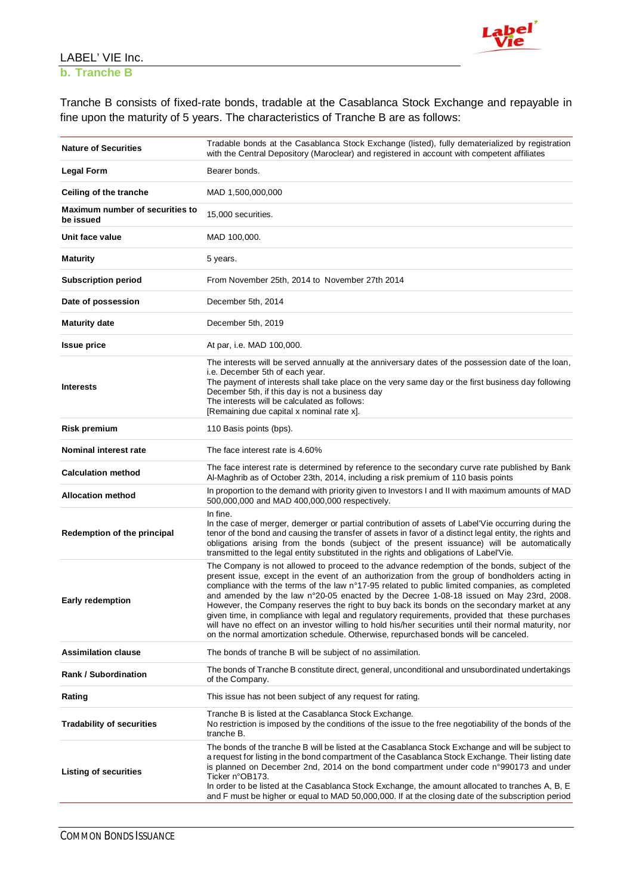### b. Tranche B

Tranche B consists of fixed-rate bonds, tradable at the Casablanca Stock Exchange and repayable in fine upon the maturity of 5 years. The characteristics of Tranche B are as follows:

| | |
|---|---|
| **Nature of Securities** | Tradable bonds at the Casablanca Stock Exchange (listed), fully dematerialized by registration with the Central Depository (Maroclear) and registered in account with competent affiliates |
| **Legal Form** | Bearer bonds. |
| **Ceiling of the tranche** | MAD 1,500,000,000 |
| **Maximum number of securities to be issued** | 15,000 securities. |
| **Unit face value** | MAD 100,000. |
| **Maturity** | 5 years. |
| **Subscription period** | From November 25th, 2014 to November 27th 2014 |
| **Date of possession** | December 5th, 2014 |
| **Maturity date** | December 5th, 2019 |
| **Issue price** | At par, i.e. MAD 100,000. |
| **Interests** | The interests will be served annually at the anniversary dates of the possession date of the loan, i.e. December 5th of each year.<br>The payment of interests shall take place on the very same day or the first business day following December 5th, if this day is not a business day<br>The interests will be calculated as follows:<br>[Remaining due capital x nominal rate x]. |
| **Risk premium** | 110 Basis points (bps). |
| **Nominal interest rate** | The face interest rate is 4.60% |
| **Calculation method** | The face interest rate is determined by reference to the secondary curve rate published by Bank Al-Maghrib as of October 23th, 2014, including a risk premium of 110 basis points |
| **Allocation method** | In proportion to the demand with priority given to Investors I and II with maximum amounts of MAD 500,000,000 and MAD 400,000,000 respectively. |
| **Redemption of the principal** | In fine.<br>In the case of merger, demerger or partial contribution of assets of Label'Vie occurring during the tenor of the bond and causing the transfer of assets in favor of a distinct legal entity, the rights and obligations arising from the bonds (subject of the present issuance) will be automatically transmitted to the legal entity substituted in the rights and obligations of Label'Vie. |
| **Early redemption** | The Company is not allowed to proceed to the advance redemption of the bonds, subject of the present issue, except in the event of an authorization from the group of bondholders acting in compliance with the terms of the law n°17-95 related to public limited companies, as completed and amended by the law n°20-05 enacted by the Decree 1-08-18 issued on May 23rd, 2008. However, the Company reserves the right to buy back its bonds on the secondary market at any given time, in compliance with legal and regulatory requirements, provided that these purchases will have no effect on an investor willing to hold his/her securities until their normal maturity, nor on the normal amortization schedule. Otherwise, repurchased bonds will be canceled. |
| **Assimilation clause** | The bonds of tranche B will be subject of no assimilation. |
| **Rank / Subordination** | The bonds of Tranche B constitute direct, general, unconditional and unsubordinated undertakings of the Company. |
| **Rating** | This issue has not been subject of any request for rating. |
| **Tradability of securities** | Tranche B is listed at the Casablanca Stock Exchange.<br>No restriction is imposed by the conditions of the issue to the free negotiability of the bonds of the tranche B. |
| **Listing of securities** | The bonds of the tranche B will be listed at the Casablanca Stock Exchange and will be subject to a request for listing in the bond compartment of the Casablanca Stock Exchange. Their listing date is planned on December 2nd, 2014 on the bond compartment under code n°990173 and under Ticker n°OB173.<br>In order to be listed at the Casablanca Stock Exchange, the amount allocated to tranches A, B, E and F must be higher or equal to MAD 50,000,000. If at the closing date of the subscription period |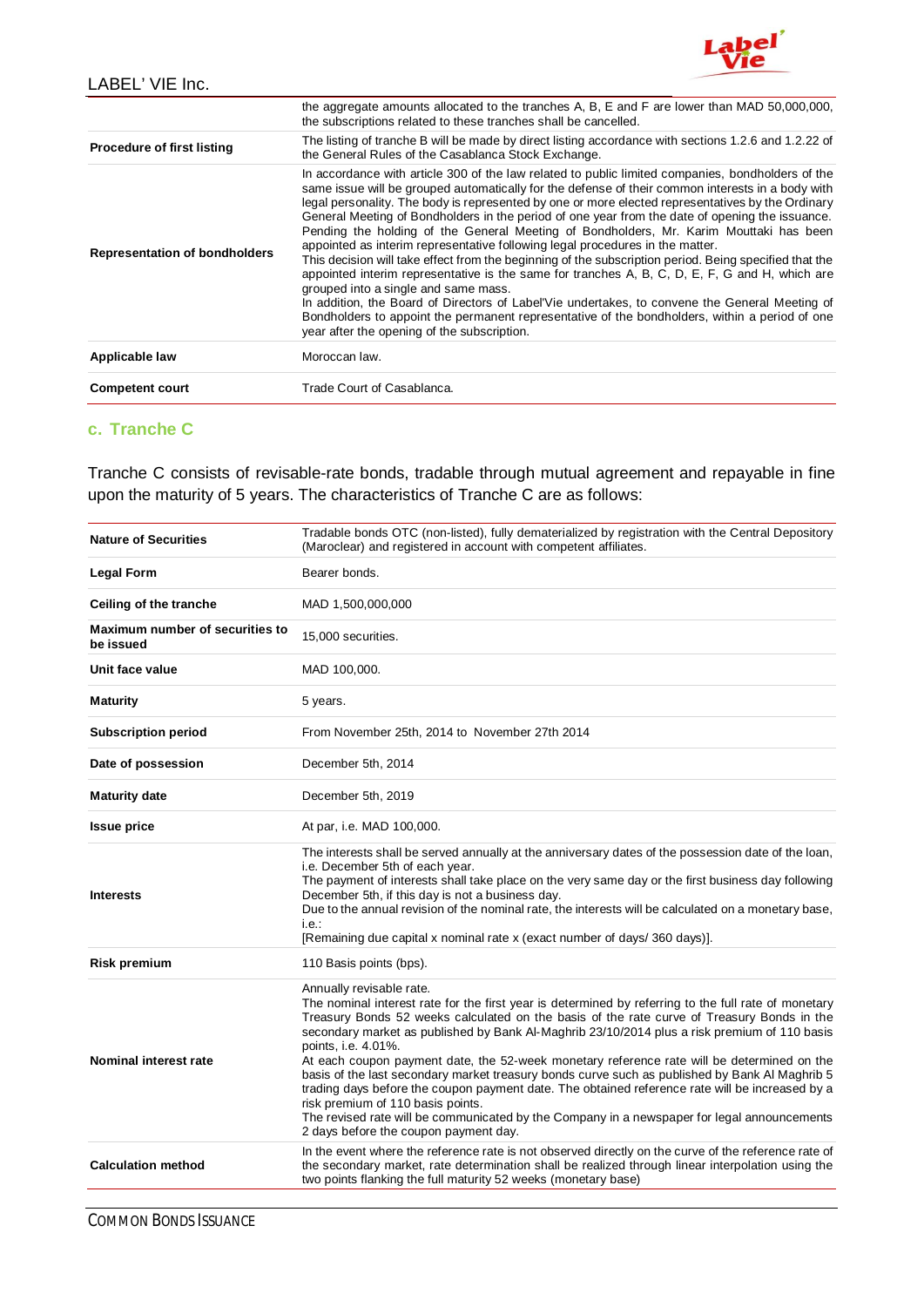| | |
|---|---|
| | the aggregate amounts allocated to the tranches A, B, E and F are lower than MAD 50,000,000, the subscriptions related to these tranches shall be cancelled. |
| **Procedure of first listing** | The listing of tranche B will be made by direct listing accordance with sections 1.2.6 and 1.2.22 of the General Rules of the Casablanca Stock Exchange. |
| **Representation of bondholders** | In accordance with article 300 of the law related to public limited companies, bondholders of the same issue will be grouped automatically for the defense of their common interests in a body with legal personality. The body is represented by one or more elected representatives by the Ordinary General Meeting of Bondholders in the period of one year from the date of opening the issuance. Pending the holding of the General Meeting of Bondholders, Mr. Karim Mouttaki has been appointed as interim representative following legal procedures in the matter. This decision will take effect from the beginning of the subscription period. Being specified that the appointed interim representative is the same for tranches A, B, C, D, E, F, G and H, which are grouped into a single and same mass. In addition, the Board of Directors of Label'Vie undertakes, to convene the General Meeting of Bondholders to appoint the permanent representative of the bondholders, within a period of one year after the opening of the subscription. |
| **Applicable law** | Moroccan law. |
| **Competent court** | Trade Court of Casablanca. |

### c. Tranche C

Tranche C consists of revisable-rate bonds, tradable through mutual agreement and repayable in fine upon the maturity of 5 years. The characteristics of Tranche C are as follows:

| | |
|---|---|
| **Nature of Securities** | Tradable bonds OTC (non-listed), fully dematerialized by registration with the Central Depository (Maroclear) and registered in account with competent affiliates. |
| **Legal Form** | Bearer bonds. |
| **Ceiling of the tranche** | MAD 1,500,000,000 |
| **Maximum number of securities to be issued** | 15,000 securities. |
| **Unit face value** | MAD 100,000. |
| **Maturity** | 5 years. |
| **Subscription period** | From November 25th, 2014 to November 27th 2014 |
| **Date of possession** | December 5th, 2014 |
| **Maturity date** | December 5th, 2019 |
| **Issue price** | At par, i.e. MAD 100,000. |
| **Interests** | The interests shall be served annually at the anniversary dates of the possession date of the loan, i.e. December 5th of each year. The payment of interests shall take place on the very same day or the first business day following December 5th, if this day is not a business day. Due to the annual revision of the nominal rate, the interests will be calculated on a monetary base, i.e.: [Remaining due capital x nominal rate x (exact number of days/ 360 days)]. |
| **Risk premium** | 110 Basis points (bps). |
| **Nominal interest rate** | Annually revisable rate. The nominal interest rate for the first year is determined by referring to the full rate of monetary Treasury Bonds 52 weeks calculated on the basis of the rate curve of Treasury Bonds in the secondary market as published by Bank Al-Maghrib 23/10/2014 plus a risk premium of 110 basis points, i.e. 4.01%. At each coupon payment date, the 52-week monetary reference rate will be determined on the basis of the last secondary market treasury bonds curve such as published by Bank Al Maghrib 5 trading days before the coupon payment date. The obtained reference rate will be increased by a risk premium of 110 basis points. The revised rate will be communicated by the Company in a newspaper for legal announcements 2 days before the coupon payment day. |
| **Calculation method** | In the event where the reference rate is not observed directly on the curve of the reference rate of the secondary market, rate determination shall be realized through linear interpolation using the two points flanking the full maturity 52 weeks (monetary base) |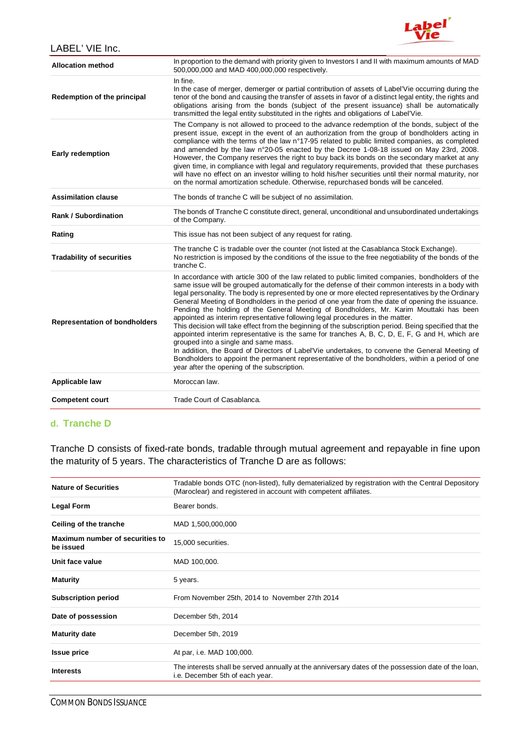| | |
|---|---|
| **Allocation method** | In proportion to the demand with priority given to Investors I and II with maximum amounts of MAD 500,000,000 and MAD 400,000,000 respectively. |
| **Redemption of the principal** | In fine.<br>In the case of merger, demerger or partial contribution of assets of Label'Vie occurring during the tenor of the bond and causing the transfer of assets in favor of a distinct legal entity, the rights and obligations arising from the bonds (subject of the present issuance) shall be automatically transmitted the legal entity substituted in the rights and obligations of Label'Vie. |
| **Early redemption** | The Company is not allowed to proceed to the advance redemption of the bonds, subject of the present issue, except in the event of an authorization from the group of bondholders acting in compliance with the terms of the law n°17-95 related to public limited companies, as completed and amended by the law n°20-05 enacted by the Decree 1-08-18 issued on May 23rd, 2008. However, the Company reserves the right to buy back its bonds on the secondary market at any given time, in compliance with legal and regulatory requirements, provided that these purchases will have no effect on an investor willing to hold his/her securities until their normal maturity, nor on the normal amortization schedule. Otherwise, repurchased bonds will be canceled. |
| **Assimilation clause** | The bonds of tranche C will be subject of no assimilation. |
| **Rank / Subordination** | The bonds of Tranche C constitute direct, general, unconditional and unsubordinated undertakings of the Company. |
| **Rating** | This issue has not been subject of any request for rating. |
| **Tradability of securities** | The tranche C is tradable over the counter (not listed at the Casablanca Stock Exchange).<br>No restriction is imposed by the conditions of the issue to the free negotiability of the bonds of the tranche C. |
| **Representation of bondholders** | In accordance with article 300 of the law related to public limited companies, bondholders of the same issue will be grouped automatically for the defense of their common interests in a body with legal personality. The body is represented by one or more elected representatives by the Ordinary General Meeting of Bondholders in the period of one year from the date of opening the issuance. Pending the holding of the General Meeting of Bondholders, Mr. Karim Mouttaki has been appointed as interim representative following legal procedures in the matter.<br>This decision will take effect from the beginning of the subscription period. Being specified that the appointed interim representative is the same for tranches A, B, C, D, E, F, G and H, which are grouped into a single and same mass.<br>In addition, the Board of Directors of Label'Vie undertakes, to convene the General Meeting of Bondholders to appoint the permanent representative of the bondholders, within a period of one year after the opening of the subscription. |
| **Applicable law** | Moroccan law. |
| **Competent court** | Trade Court of Casablanca. |

### d. Tranche D

Tranche D consists of fixed-rate bonds, tradable through mutual agreement and repayable in fine upon the maturity of 5 years. The characteristics of Tranche D are as follows:

| | |
|---|---|
| **Nature of Securities** | Tradable bonds OTC (non-listed), fully dematerialized by registration with the Central Depository (Maroclear) and registered in account with competent affiliates. |
| **Legal Form** | Bearer bonds. |
| **Ceiling of the tranche** | MAD 1,500,000,000 |
| **Maximum number of securities to be issued** | 15,000 securities. |
| **Unit face value** | MAD 100,000. |
| **Maturity** | 5 years. |
| **Subscription period** | From November 25th, 2014 to November 27th 2014 |
| **Date of possession** | December 5th, 2014 |
| **Maturity date** | December 5th, 2019 |
| **Issue price** | At par, i.e. MAD 100,000. |
| **Interests** | The interests shall be served annually at the anniversary dates of the possession date of the loan, i.e. December 5th of each year. |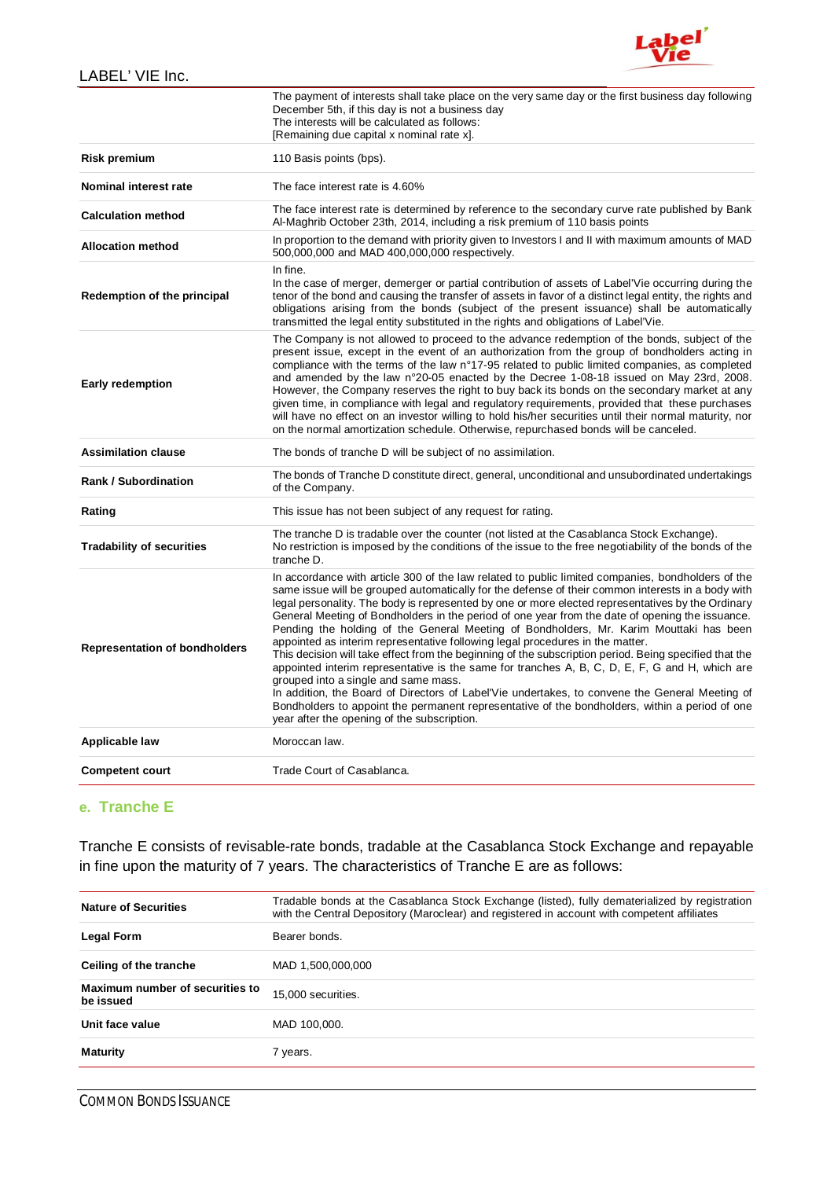| | |
|---|---|
| | The payment of interests shall take place on the very same day or the first business day following December 5th, if this day is not a business day<br>The interests will be calculated as follows:<br>[Remaining due capital x nominal rate x]. |
| **Risk premium** | 110 Basis points (bps). |
| **Nominal interest rate** | The face interest rate is 4.60% |
| **Calculation method** | The face interest rate is determined by reference to the secondary curve rate published by Bank Al-Maghrib October 23th, 2014, including a risk premium of 110 basis points |
| **Allocation method** | In proportion to the demand with priority given to Investors I and II with maximum amounts of MAD 500,000,000 and MAD 400,000,000 respectively. |
| **Redemption of the principal** | In fine.<br>In the case of merger, demerger or partial contribution of assets of Label'Vie occurring during the tenor of the bond and causing the transfer of assets in favor of a distinct legal entity, the rights and obligations arising from the bonds (subject of the present issuance) shall be automatically transmitted the legal entity substituted in the rights and obligations of Label'Vie. |
| **Early redemption** | The Company is not allowed to proceed to the advance redemption of the bonds, subject of the present issue, except in the event of an authorization from the group of bondholders acting in compliance with the terms of the law n°17-95 related to public limited companies, as completed and amended by the law n°20-05 enacted by the Decree 1-08-18 issued on May 23rd, 2008.<br>However, the Company reserves the right to buy back its bonds on the secondary market at any given time, in compliance with legal and regulatory requirements, provided that these purchases will have no effect on an investor willing to hold his/her securities until their normal maturity, nor on the normal amortization schedule. Otherwise, repurchased bonds will be canceled. |
| **Assimilation clause** | The bonds of tranche D will be subject of no assimilation. |
| **Rank / Subordination** | The bonds of Tranche D constitute direct, general, unconditional and unsubordinated undertakings of the Company. |
| **Rating** | This issue has not been subject of any request for rating. |
| **Tradability of securities** | The tranche D is tradable over the counter (not listed at the Casablanca Stock Exchange).<br>No restriction is imposed by the conditions of the issue to the free negotiability of the bonds of the tranche D. |
| **Representation of bondholders** | In accordance with article 300 of the law related to public limited companies, bondholders of the same issue will be grouped automatically for the defense of their common interests in a body with legal personality. The body is represented by one or more elected representatives by the Ordinary General Meeting of Bondholders in the period of one year from the date of opening the issuance. Pending the holding of the General Meeting of Bondholders, Mr. Karim Mouttaki has been appointed as interim representative following legal procedures in the matter.<br>This decision will take effect from the beginning of the subscription period. Being specified that the appointed interim representative is the same for tranches A, B, C, D, E, F, G and H, which are grouped into a single and same mass.<br>In addition, the Board of Directors of Label'Vie undertakes, to convene the General Meeting of Bondholders to appoint the permanent representative of the bondholders, within a period of one year after the opening of the subscription. |
| **Applicable law** | Moroccan law. |
| **Competent court** | Trade Court of Casablanca. |

### e. Tranche E

Tranche E consists of revisable-rate bonds, tradable at the Casablanca Stock Exchange and repayable in fine upon the maturity of 7 years. The characteristics of Tranche E are as follows:

| | |
|---|---|
| **Nature of Securities** | Tradable bonds at the Casablanca Stock Exchange (listed), fully dematerialized by registration with the Central Depository (Maroclear) and registered in account with competent affiliates |
| **Legal Form** | Bearer bonds. |
| **Ceiling of the tranche** | MAD 1,500,000,000 |
| **Maximum number of securities to be issued** | 15,000 securities. |
| **Unit face value** | MAD 100,000. |
| **Maturity** | 7 years. |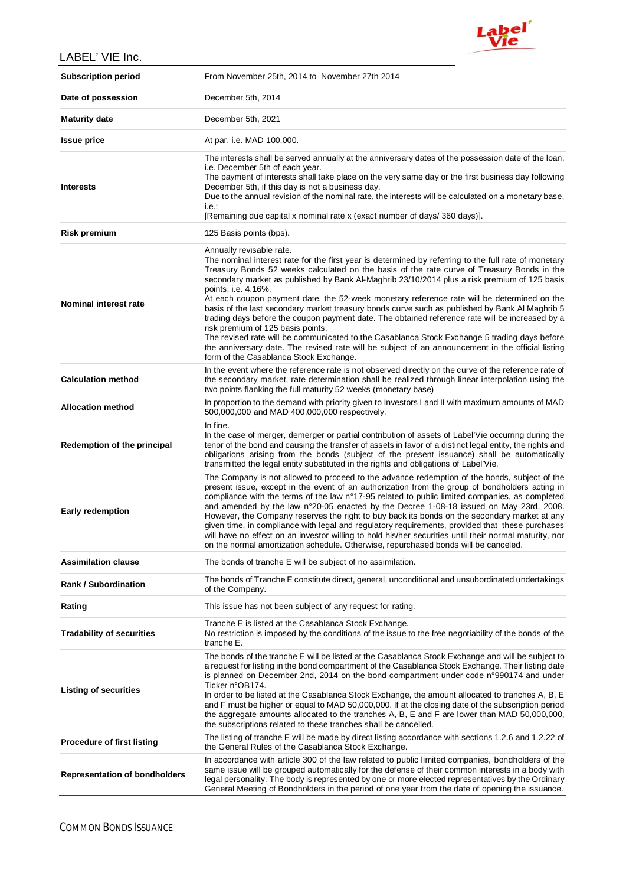| | |
|---|---|
| **Subscription period** | From November 25th, 2014 to November 27th 2014 |
| **Date of possession** | December 5th, 2014 |
| **Maturity date** | December 5th, 2021 |
| **Issue price** | At par, i.e. MAD 100,000. |
| **Interests** | The interests shall be served annually at the anniversary dates of the possession date of the loan, i.e. December 5th of each year.<br>The payment of interests shall take place on the very same day or the first business day following December 5th, if this day is not a business day.<br>Due to the annual revision of the nominal rate, the interests will be calculated on a monetary base, i.e.:<br>[Remaining due capital x nominal rate x (exact number of days/ 360 days)]. |
| **Risk premium** | 125 Basis points (bps). |
| **Nominal interest rate** | Annually revisable rate.<br>The nominal interest rate for the first year is determined by referring to the full rate of monetary Treasury Bonds 52 weeks calculated on the basis of the rate curve of Treasury Bonds in the secondary market as published by Bank Al-Maghrib 23/10/2014 plus a risk premium of 125 basis points, i.e. 4.16%.<br>At each coupon payment date, the 52-week monetary reference rate will be determined on the basis of the last secondary market treasury bonds curve such as published by Bank Al Maghrib 5 trading days before the coupon payment date. The obtained reference rate will be increased by a risk premium of 125 basis points.<br>The revised rate will be communicated to the Casablanca Stock Exchange 5 trading days before the anniversary date. The revised rate will be subject of an announcement in the official listing form of the Casablanca Stock Exchange. |
| **Calculation method** | In the event where the reference rate is not observed directly on the curve of the reference rate of the secondary market, rate determination shall be realized through linear interpolation using the two points flanking the full maturity 52 weeks (monetary base) |
| **Allocation method** | In proportion to the demand with priority given to Investors I and II with maximum amounts of MAD 500,000,000 and MAD 400,000,000 respectively. |
| **Redemption of the principal** | In fine.<br>In the case of merger, demerger or partial contribution of assets of Label'Vie occurring during the tenor of the bond and causing the transfer of assets in favor of a distinct legal entity, the rights and obligations arising from the bonds (subject of the present issuance) shall be automatically transmitted the legal entity substituted in the rights and obligations of Label'Vie. |
| **Early redemption** | The Company is not allowed to proceed to the advance redemption of the bonds, subject of the present issue, except in the event of an authorization from the group of bondholders acting in compliance with the terms of the law n°17-95 related to public limited companies, as completed and amended by the law n°20-05 enacted by the Decree 1-08-18 issued on May 23rd, 2008. However, the Company reserves the right to buy back its bonds on the secondary market at any given time, in compliance with legal and regulatory requirements, provided that these purchases will have no effect on an investor willing to hold his/her securities until their normal maturity, nor on the normal amortization schedule. Otherwise, repurchased bonds will be canceled. |
| **Assimilation clause** | The bonds of tranche E will be subject of no assimilation. |
| **Rank / Subordination** | The bonds of Tranche E constitute direct, general, unconditional and unsubordinated undertakings of the Company. |
| **Rating** | This issue has not been subject of any request for rating. |
| **Tradability of securities** | Tranche E is listed at the Casablanca Stock Exchange.<br>No restriction is imposed by the conditions of the issue to the free negotiability of the bonds of the tranche E. |
| **Listing of securities** | The bonds of the tranche E will be listed at the Casablanca Stock Exchange and will be subject to a request for listing in the bond compartment of the Casablanca Stock Exchange. Their listing date is planned on December 2nd, 2014 on the bond compartment under code n°990174 and under Ticker n°OB174.<br>In order to be listed at the Casablanca Stock Exchange, the amount allocated to tranches A, B, E and F must be higher or equal to MAD 50,000,000. If at the closing date of the subscription period the aggregate amounts allocated to the tranches A, B, E and F are lower than MAD 50,000,000, the subscriptions related to these tranches shall be cancelled. |
| **Procedure of first listing** | The listing of tranche E will be made by direct listing accordance with sections 1.2.6 and 1.2.22 of the General Rules of the Casablanca Stock Exchange. |
| **Representation of bondholders** | In accordance with article 300 of the law related to public limited companies, bondholders of the same issue will be grouped automatically for the defense of their common interests in a body with legal personality. The body is represented by one or more elected representatives by the Ordinary General Meeting of Bondholders in the period of one year from the date of opening the issuance. |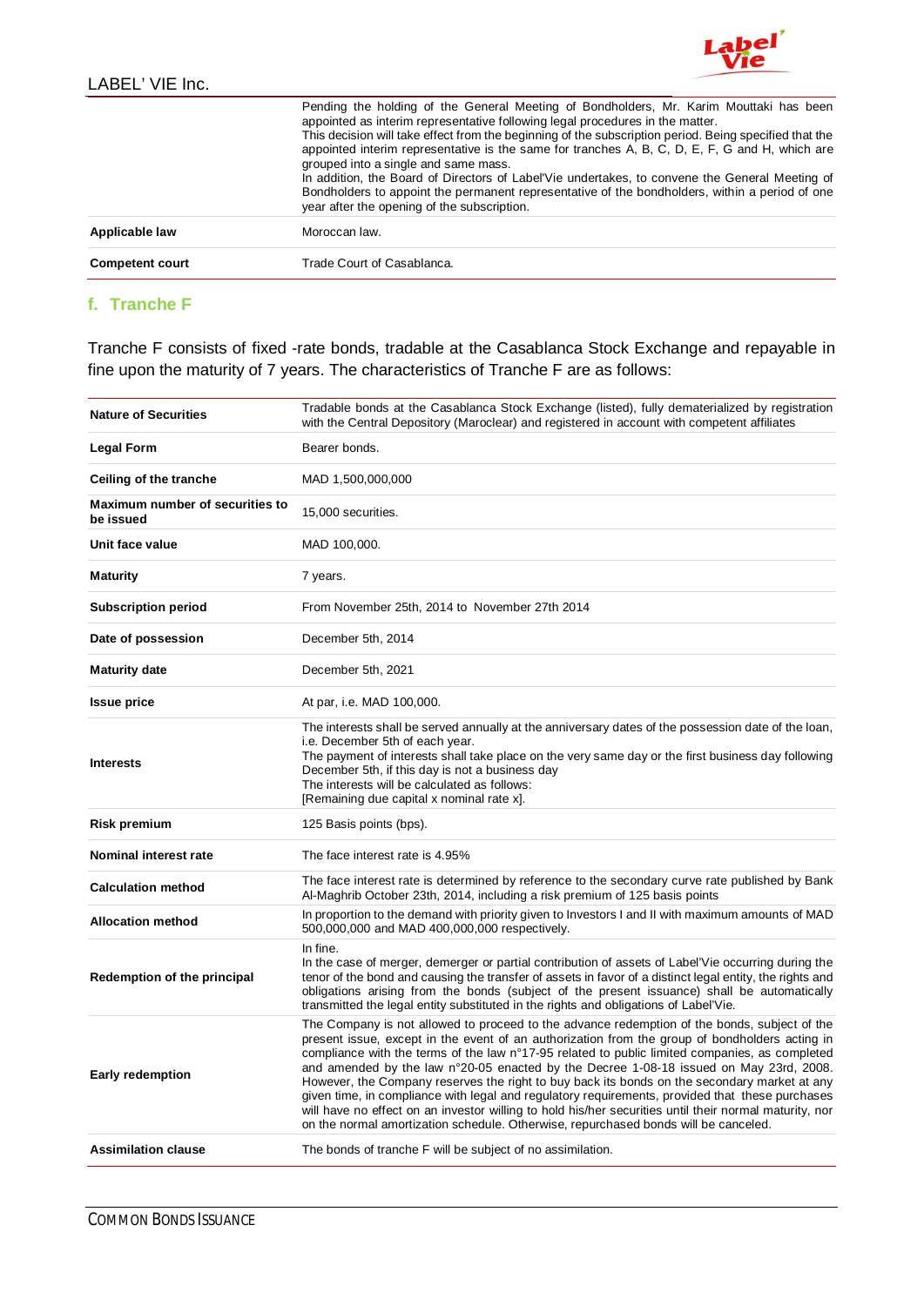| | |
|---|---|
| | Pending the holding of the General Meeting of Bondholders, Mr. Karim Mouttaki has been appointed as interim representative following legal procedures in the matter. This decision will take effect from the beginning of the subscription period. Being specified that the appointed interim representative is the same for tranches A, B, C, D, E, F, G and H, which are grouped into a single and same mass. In addition, the Board of Directors of Label'Vie undertakes, to convene the General Meeting of Bondholders to appoint the permanent representative of the bondholders, within a period of one year after the opening of the subscription. |
| **Applicable law** | Moroccan law. |
| **Competent court** | Trade Court of Casablanca. |

### f. Tranche F

Tranche F consists of fixed -rate bonds, tradable at the Casablanca Stock Exchange and repayable in fine upon the maturity of 7 years. The characteristics of Tranche F are as follows:

| | |
|---|---|
| **Nature of Securities** | Tradable bonds at the Casablanca Stock Exchange (listed), fully dematerialized by registration with the Central Depository (Maroclear) and registered in account with competent affiliates |
| **Legal Form** | Bearer bonds. |
| **Ceiling of the tranche** | MAD 1,500,000,000 |
| **Maximum number of securities to be issued** | 15,000 securities. |
| **Unit face value** | MAD 100,000. |
| **Maturity** | 7 years. |
| **Subscription period** | From November 25th, 2014 to November 27th 2014 |
| **Date of possession** | December 5th, 2014 |
| **Maturity date** | December 5th, 2021 |
| **Issue price** | At par, i.e. MAD 100,000. |
| **Interests** | The interests shall be served annually at the anniversary dates of the possession date of the loan, i.e. December 5th of each year.<br>The payment of interests shall take place on the very same day or the first business day following December 5th, if this day is not a business day<br>The interests will be calculated as follows:<br>[Remaining due capital x nominal rate x]. |
| **Risk premium** | 125 Basis points (bps). |
| **Nominal interest rate** | The face interest rate is 4.95% |
| **Calculation method** | The face interest rate is determined by reference to the secondary curve rate published by Bank Al-Maghrib October 23th, 2014, including a risk premium of 125 basis points |
| **Allocation method** | In proportion to the demand with priority given to Investors I and II with maximum amounts of MAD 500,000,000 and MAD 400,000,000 respectively. |
| **Redemption of the principal** | In fine.<br>In the case of merger, demerger or partial contribution of assets of Label'Vie occurring during the tenor of the bond and causing the transfer of assets in favor of a distinct legal entity, the rights and obligations arising from the bonds (subject of the present issuance) shall be automatically transmitted the legal entity substituted in the rights and obligations of Label'Vie. |
| **Early redemption** | The Company is not allowed to proceed to the advance redemption of the bonds, subject of the present issue, except in the event of an authorization from the group of bondholders acting in compliance with the terms of the law n°17-95 related to public limited companies, as completed and amended by the law n°20-05 enacted by the Decree 1-08-18 issued on May 23rd, 2008. However, the Company reserves the right to buy back its bonds on the secondary market at any given time, in compliance with legal and regulatory requirements, provided that these purchases will have no effect on an investor willing to hold his/her securities until their normal maturity, nor on the normal amortization schedule. Otherwise, repurchased bonds will be canceled. |
| **Assimilation clause** | The bonds of tranche F will be subject of no assimilation. |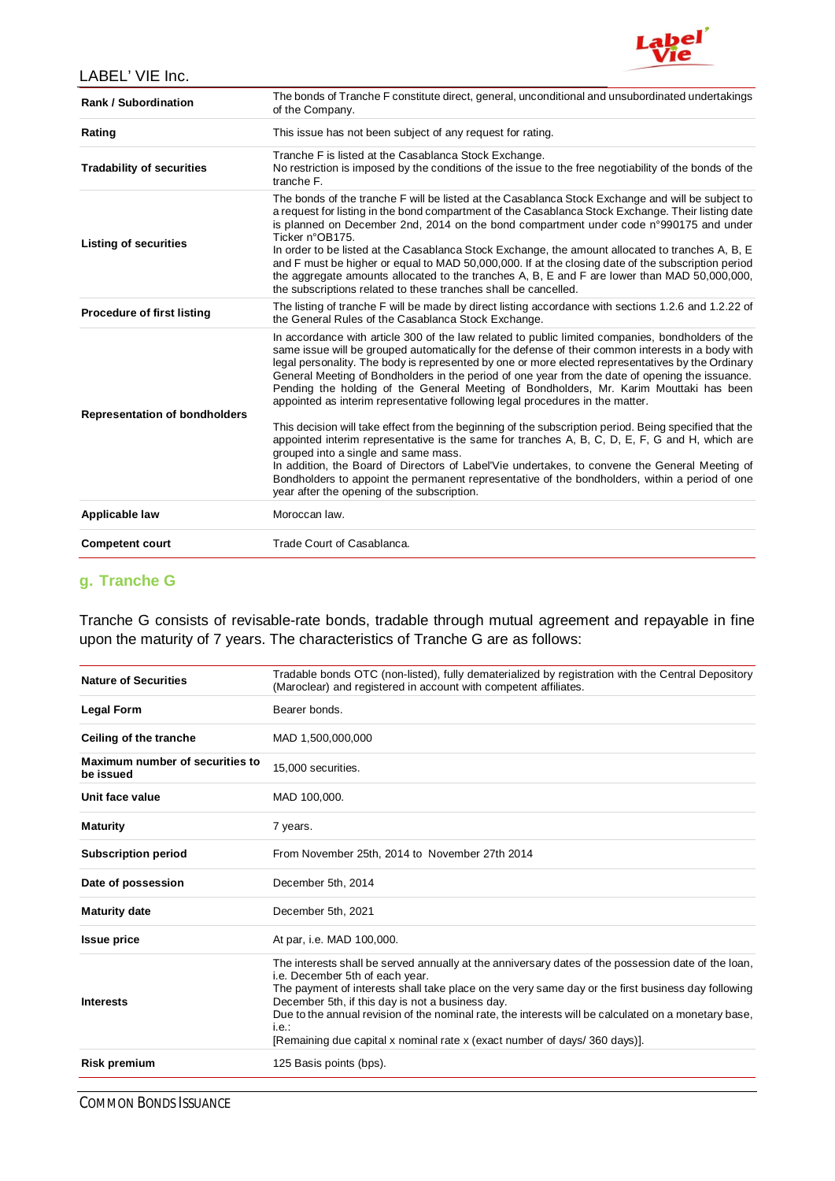| Rank / Subordination | The bonds of Tranche F constitute direct, general, unconditional and unsubordinated undertakings of the Company. |
|---|---|
| Rating | This issue has not been subject of any request for rating. |
| Tradability of securities | Tranche F is listed at the Casablanca Stock Exchange.<br>No restriction is imposed by the conditions of the issue to the free negotiability of the bonds of the tranche F. |
| Listing of securities | The bonds of the tranche F will be listed at the Casablanca Stock Exchange and will be subject to a request for listing in the bond compartment of the Casablanca Stock Exchange. Their listing date is planned on December 2nd, 2014 on the bond compartment under code n°990175 and under Ticker n°OB175.<br>In order to be listed at the Casablanca Stock Exchange, the amount allocated to tranches A, B, E and F must be higher or equal to MAD 50,000,000. If at the closing date of the subscription period the aggregate amounts allocated to the tranches A, B, E and F are lower than MAD 50,000,000, the subscriptions related to these tranches shall be cancelled. |
| Procedure of first listing | The listing of tranche F will be made by direct listing accordance with sections 1.2.6 and 1.2.22 of the General Rules of the Casablanca Stock Exchange. |
| Representation of bondholders | In accordance with article 300 of the law related to public limited companies, bondholders of the same issue will be grouped automatically for the defense of their common interests in a body with legal personality. The body is represented by one or more elected representatives by the Ordinary General Meeting of Bondholders in the period of one year from the date of opening the issuance. Pending the holding of the General Meeting of Bondholders, Mr. Karim Mouttaki has been appointed as interim representative following legal procedures in the matter.<br><br>This decision will take effect from the beginning of the subscription period. Being specified that the appointed interim representative is the same for tranches A, B, C, D, E, F, G and H, which are grouped into a single and same mass.<br>In addition, the Board of Directors of Label'Vie undertakes, to convene the General Meeting of Bondholders to appoint the permanent representative of the bondholders, within a period of one year after the opening of the subscription. |
| Applicable law | Moroccan law. |
| Competent court | Trade Court of Casablanca. |

## g. Tranche G

Tranche G consists of revisable-rate bonds, tradable through mutual agreement and repayable in fine upon the maturity of 7 years. The characteristics of Tranche G are as follows:

| Nature of Securities | Tradable bonds OTC (non-listed), fully dematerialized by registration with the Central Depository (Maroclear) and registered in account with competent affiliates. |
|---|---|
| Legal Form | Bearer bonds. |
| Ceiling of the tranche | MAD 1,500,000,000 |
| Maximum number of securities to be issued | 15,000 securities. |
| Unit face value | MAD 100,000. |
| Maturity | 7 years. |
| Subscription period | From November 25th, 2014 to November 27th 2014 |
| Date of possession | December 5th, 2014 |
| Maturity date | December 5th, 2021 |
| Issue price | At par, i.e. MAD 100,000. |
| Interests | The interests shall be served annually at the anniversary dates of the possession date of the loan, i.e. December 5th of each year.<br>The payment of interests shall take place on the very same day or the first business day following December 5th, if this day is not a business day.<br>Due to the annual revision of the nominal rate, the interests will be calculated on a monetary base, i.e.:<br>[Remaining due capital x nominal rate x (exact number of days/ 360 days)]. |
| Risk premium | 125 Basis points (bps). |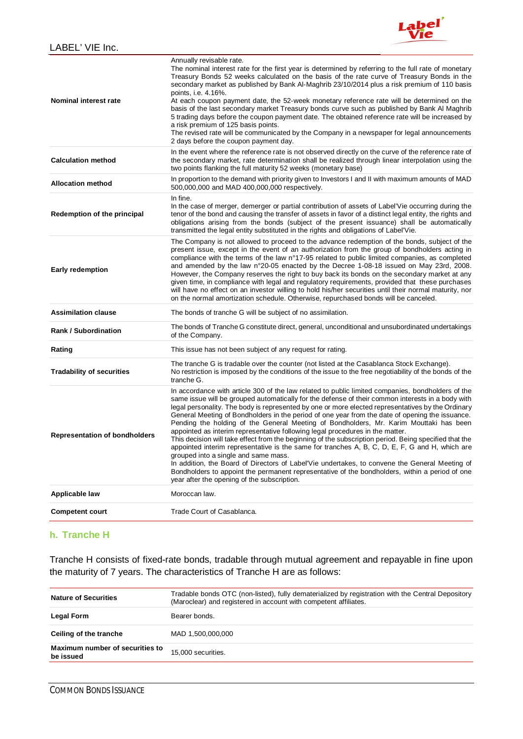| | |
|---|---|
| **Nominal interest rate** | Annually revisable rate.<br>The nominal interest rate for the first year is determined by referring to the full rate of monetary Treasury Bonds 52 weeks calculated on the basis of the rate curve of Treasury Bonds in the secondary market as published by Bank Al-Maghrib 23/10/2014 plus a risk premium of 110 basis points, i.e. 4.16%.<br>At each coupon payment date, the 52-week monetary reference rate will be determined on the basis of the last secondary market Treasury bonds curve such as published by Bank Al Maghrib 5 trading days before the coupon payment date. The obtained reference rate will be increased by a risk premium of 125 basis points.<br>The revised rate will be communicated by the Company in a newspaper for legal announcements 2 days before the coupon payment day. |
| **Calculation method** | In the event where the reference rate is not observed directly on the curve of the reference rate of the secondary market, rate determination shall be realized through linear interpolation using the two points flanking the full maturity 52 weeks (monetary base) |
| **Allocation method** | In proportion to the demand with priority given to Investors I and II with maximum amounts of MAD 500,000,000 and MAD 400,000,000 respectively. |
| **Redemption of the principal** | In fine.<br>In the case of merger, demerger or partial contribution of assets of Label'Vie occurring during the tenor of the bond and causing the transfer of assets in favor of a distinct legal entity, the rights and obligations arising from the bonds (subject of the present issuance) shall be automatically transmitted the legal entity substituted in the rights and obligations of Label'Vie. |
| **Early redemption** | The Company is not allowed to proceed to the advance redemption of the bonds, subject of the present issue, except in the event of an authorization from the group of bondholders acting in compliance with the terms of the law n°17-95 related to public limited companies, as completed and amended by the law n°20-05 enacted by the Decree 1-08-18 issued on May 23rd, 2008. However, the Company reserves the right to buy back its bonds on the secondary market at any given time, in compliance with legal and regulatory requirements, provided that these purchases will have no effect on an investor willing to hold his/her securities until their normal maturity, nor on the normal amortization schedule. Otherwise, repurchased bonds will be canceled. |
| **Assimilation clause** | The bonds of tranche G will be subject of no assimilation. |
| **Rank / Subordination** | The bonds of Tranche G constitute direct, general, unconditional and unsubordinated undertakings of the Company. |
| **Rating** | This issue has not been subject of any request for rating. |
| **Tradability of securities** | The tranche G is tradable over the counter (not listed at the Casablanca Stock Exchange).<br>No restriction is imposed by the conditions of the issue to the free negotiability of the bonds of the tranche G. |
| **Representation of bondholders** | In accordance with article 300 of the law related to public limited companies, bondholders of the same issue will be grouped automatically for the defense of their common interests in a body with legal personality. The body is represented by one or more elected representatives by the Ordinary General Meeting of Bondholders in the period of one year from the date of opening the issuance. Pending the holding of the General Meeting of Bondholders, Mr. Karim Mouttaki has been appointed as interim representative following legal procedures in the matter.<br>This decision will take effect from the beginning of the subscription period. Being specified that the appointed interim representative is the same for tranches A, B, C, D, E, F, G and H, which are grouped into a single and same mass.<br>In addition, the Board of Directors of Label'Vie undertakes, to convene the General Meeting of Bondholders to appoint the permanent representative of the bondholders, within a period of one year after the opening of the subscription. |
| **Applicable law** | Moroccan law. |
| **Competent court** | Trade Court of Casablanca. |

### h. Tranche H

Tranche H consists of fixed-rate bonds, tradable through mutual agreement and repayable in fine upon the maturity of 7 years. The characteristics of Tranche H are as follows:

| | |
|---|---|
| **Nature of Securities** | Tradable bonds OTC (non-listed), fully dematerialized by registration with the Central Depository (Maroclear) and registered in account with competent affiliates. |
| **Legal Form** | Bearer bonds. |
| **Ceiling of the tranche** | MAD 1,500,000,000 |
| **Maximum number of securities to be issued** | 15,000 securities. |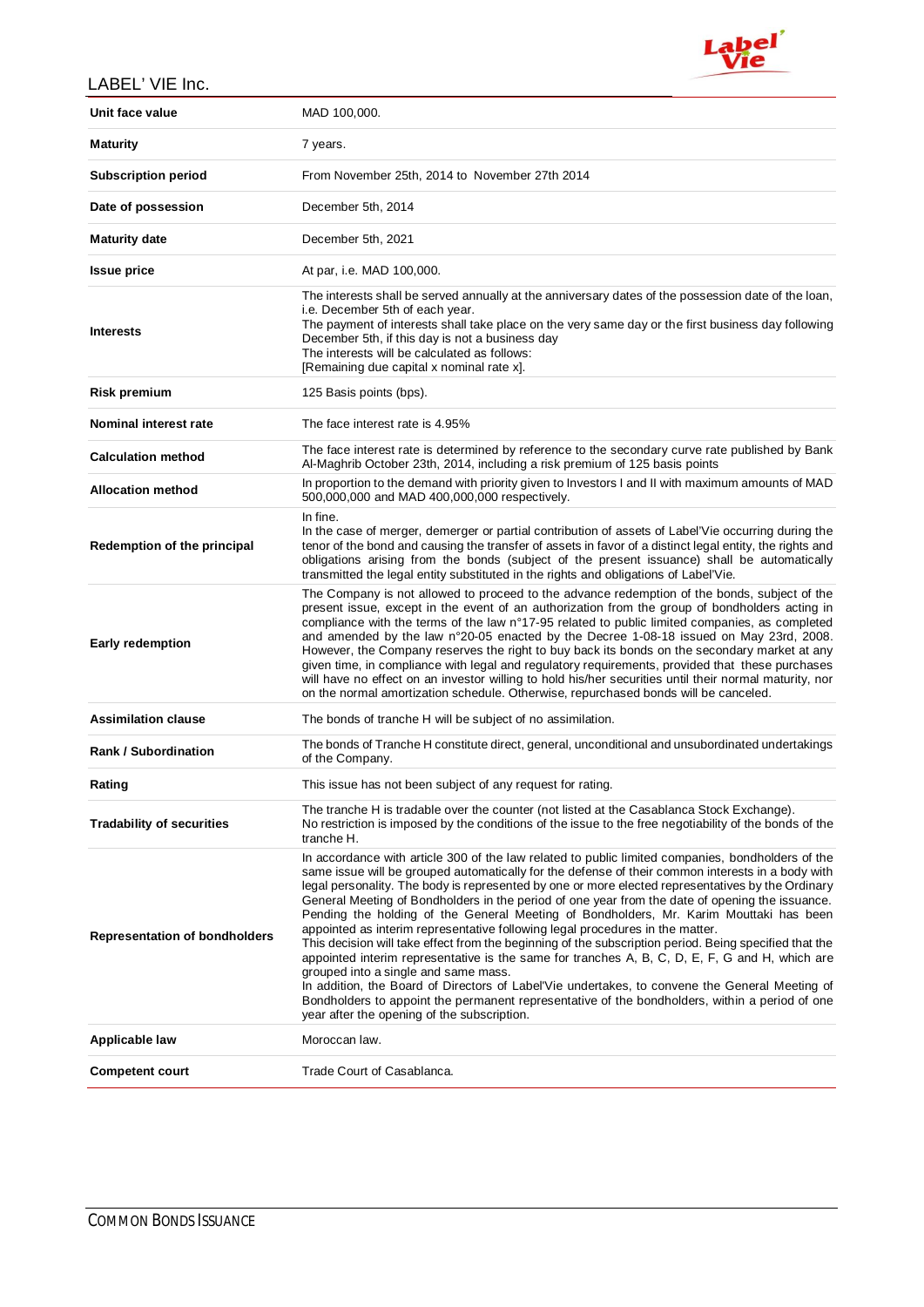| | |
|---|---|
| **Unit face value** | MAD 100,000. |
| **Maturity** | 7 years. |
| **Subscription period** | From November 25th, 2014 to November 27th 2014 |
| **Date of possession** | December 5th, 2014 |
| **Maturity date** | December 5th, 2021 |
| **Issue price** | At par, i.e. MAD 100,000. |
| **Interests** | The interests shall be served annually at the anniversary dates of the possession date of the loan, i.e. December 5th of each year.<br>The payment of interests shall take place on the very same day or the first business day following December 5th, if this day is not a business day<br>The interests will be calculated as follows:<br>[Remaining due capital x nominal rate x]. |
| **Risk premium** | 125 Basis points (bps). |
| **Nominal interest rate** | The face interest rate is 4.95% |
| **Calculation method** | The face interest rate is determined by reference to the secondary curve rate published by Bank Al-Maghrib October 23th, 2014, including a risk premium of 125 basis points |
| **Allocation method** | In proportion to the demand with priority given to Investors I and II with maximum amounts of MAD 500,000,000 and MAD 400,000,000 respectively. |
| **Redemption of the principal** | In fine.<br>In the case of merger, demerger or partial contribution of assets of Label'Vie occurring during the tenor of the bond and causing the transfer of assets in favor of a distinct legal entity, the rights and obligations arising from the bonds (subject of the present issuance) shall be automatically transmitted the legal entity substituted in the rights and obligations of Label'Vie. |
| **Early redemption** | The Company is not allowed to proceed to the advance redemption of the bonds, subject of the present issue, except in the event of an authorization from the group of bondholders acting in compliance with the terms of the law n°17-95 related to public limited companies, as completed and amended by the law n°20-05 enacted by the Decree 1-08-18 issued on May 23rd, 2008. However, the Company reserves the right to buy back its bonds on the secondary market at any given time, in compliance with legal and regulatory requirements, provided that these purchases will have no effect on an investor willing to hold his/her securities until their normal maturity, nor on the normal amortization schedule. Otherwise, repurchased bonds will be canceled. |
| **Assimilation clause** | The bonds of tranche H will be subject of no assimilation. |
| **Rank / Subordination** | The bonds of Tranche H constitute direct, general, unconditional and unsubordinated undertakings of the Company. |
| **Rating** | This issue has not been subject of any request for rating. |
| **Tradability of securities** | The tranche H is tradable over the counter (not listed at the Casablanca Stock Exchange).<br>No restriction is imposed by the conditions of the issue to the free negotiability of the bonds of the tranche H. |
| **Representation of bondholders** | In accordance with article 300 of the law related to public limited companies, bondholders of the same issue will be grouped automatically for the defense of their common interests in a body with legal personality. The body is represented by one or more elected representatives by the Ordinary General Meeting of Bondholders in the period of one year from the date of opening the issuance. Pending the holding of the General Meeting of Bondholders, Mr. Karim Mouttaki has been appointed as interim representative following legal procedures in the matter.<br>This decision will take effect from the beginning of the subscription period. Being specified that the appointed interim representative is the same for tranches A, B, C, D, E, F, G and H, which are grouped into a single and same mass.<br>In addition, the Board of Directors of Label'Vie undertakes, to convene the General Meeting of Bondholders to appoint the permanent representative of the bondholders, within a period of one year after the opening of the subscription. |
| **Applicable law** | Moroccan law. |
| **Competent court** | Trade Court of Casablanca. |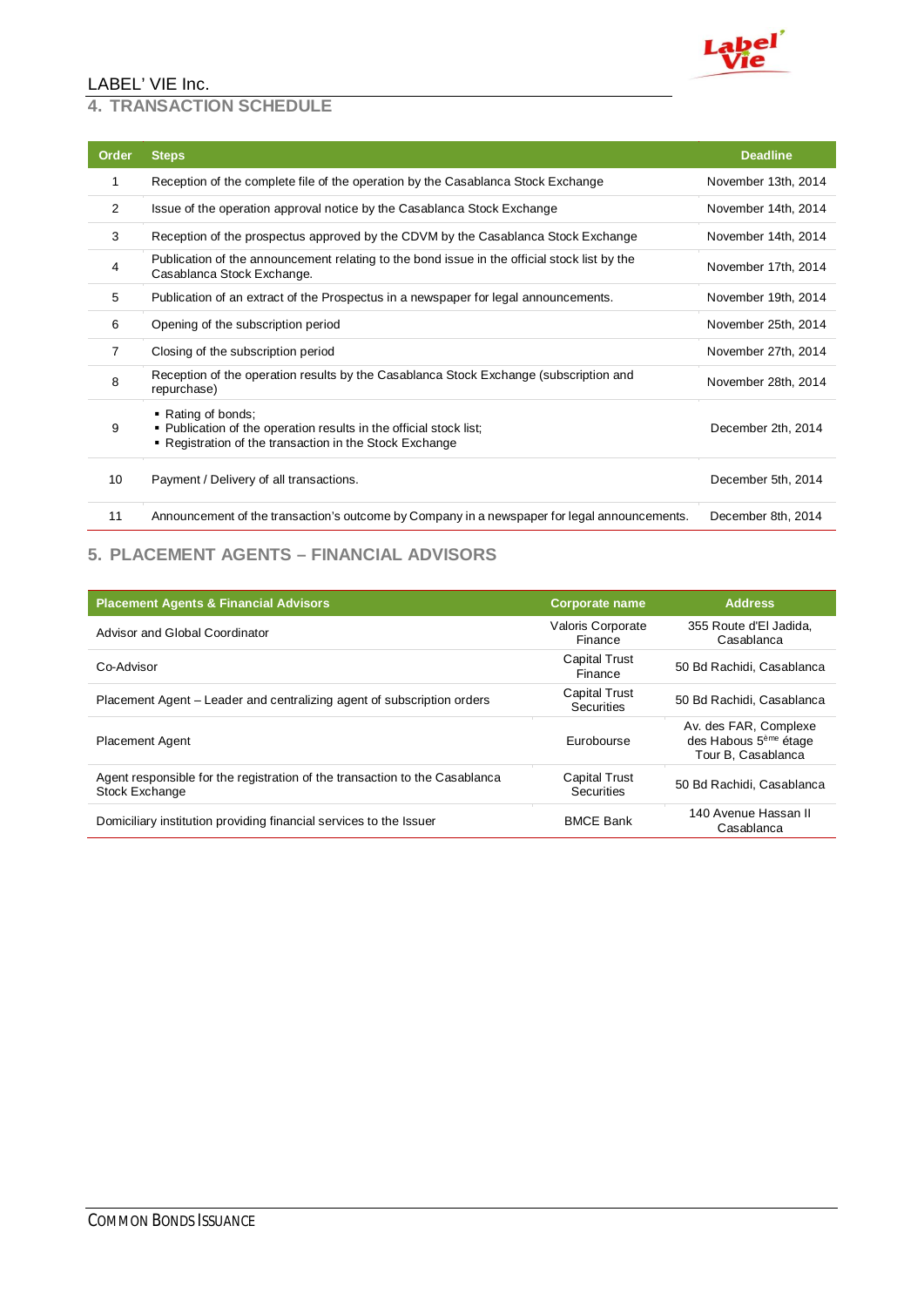## 4. TRANSACTION SCHEDULE

| Order | Steps | Deadline |
|---|---|---|
| 1 | Reception of the complete file of the operation by the Casablanca Stock Exchange | November 13th, 2014 |
| 2 | Issue of the operation approval notice by the Casablanca Stock Exchange | November 14th, 2014 |
| 3 | Reception of the prospectus approved by the CDVM by the Casablanca Stock Exchange | November 14th, 2014 |
| 4 | Publication of the announcement relating to the bond issue in the official stock list by the Casablanca Stock Exchange. | November 17th, 2014 |
| 5 | Publication of an extract of the Prospectus in a newspaper for legal announcements. | November 19th, 2014 |
| 6 | Opening of the subscription period | November 25th, 2014 |
| 7 | Closing of the subscription period | November 27th, 2014 |
| 8 | Reception of the operation results by the Casablanca Stock Exchange (subscription and repurchase) | November 28th, 2014 |
| 9 | ▪ Rating of bonds; ▪ Publication of the operation results in the official stock list; ▪ Registration of the transaction in the Stock Exchange | December 2th, 2014 |
| 10 | Payment / Delivery of all transactions. | December 5th, 2014 |
| 11 | Announcement of the transaction's outcome by Company in a newspaper for legal announcements. | December 8th, 2014 |

## 5. PLACEMENT AGENTS – FINANCIAL ADVISORS

| Placement Agents & Financial Advisors | Corporate name | Address |
|---|---|---|
| Advisor and Global Coordinator | Valoris Corporate Finance | 355 Route d'El Jadida, Casablanca |
| Co-Advisor | Capital Trust Finance | 50 Bd Rachidi, Casablanca |
| Placement Agent – Leader and centralizing agent of subscription orders | Capital Trust Securities | 50 Bd Rachidi, Casablanca |
| Placement Agent | Eurobourse | Av. des FAR, Complexe des Habous 5ème étage Tour B, Casablanca |
| Agent responsible for the registration of the transaction to the Casablanca Stock Exchange | Capital Trust Securities | 50 Bd Rachidi, Casablanca |
| Domiciliary institution providing financial services to the Issuer | BMCE Bank | 140 Avenue Hassan II Casablanca |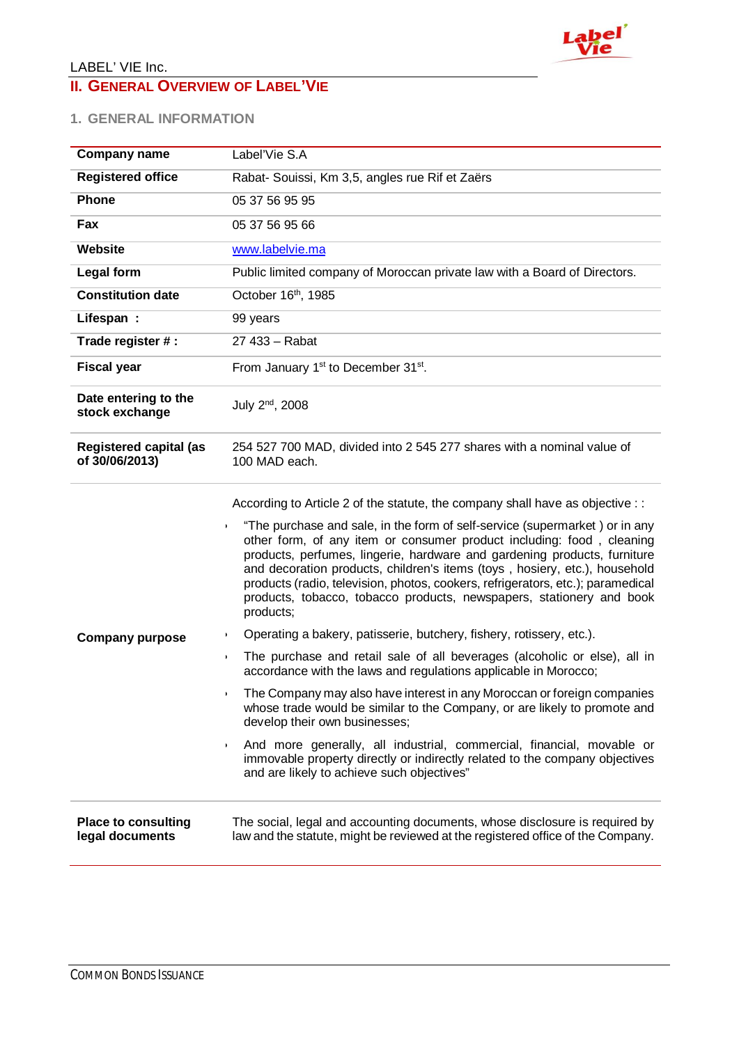## II. General Overview of Label'Vie

### 1. General Information

| | |
|---|---|
| **Company name** | Label'Vie S.A |
| **Registered office** | Rabat- Souissi, Km 3,5, angles rue Rif et Zaërs |
| **Phone** | 05 37 56 95 95 |
| **Fax** | 05 37 56 95 66 |
| **Website** | www.labelvie.ma |
| **Legal form** | Public limited company of Moroccan private law with a Board of Directors. |
| **Constitution date** | October 16th, 1985 |
| **Lifespan :** | 99 years |
| **Trade register # :** | 27 433 – Rabat |
| **Fiscal year** | From January 1st to December 31st. |
| **Date entering to the stock exchange** | July 2nd, 2008 |
| **Registered capital (as of 30/06/2013)** | 254 527 700 MAD, divided into 2 545 277 shares with a nominal value of 100 MAD each. |
| **Company purpose** | According to Article 2 of the statute, the company shall have as objective : :<br>• "The purchase and sale, in the form of self-service (supermarket ) or in any other form, of any item or consumer product including: food , cleaning products, perfumes, lingerie, hardware and gardening products, furniture and decoration products, children's items (toys , hosiery, etc.), household products (radio, television, photos, cookers, refrigerators, etc.); paramedical products, tobacco, tobacco products, newspapers, stationery and book products;<br>• Operating a bakery, patisserie, butchery, fishery, rotissery, etc.).<br>• The purchase and retail sale of all beverages (alcoholic or else), all in accordance with the laws and regulations applicable in Morocco;<br>• The Company may also have interest in any Moroccan or foreign companies whose trade would be similar to the Company, or are likely to promote and develop their own businesses;<br>• And more generally, all industrial, commercial, financial, movable or immovable property directly or indirectly related to the company objectives and are likely to achieve such objectives" |
| **Place to consulting legal documents** | The social, legal and accounting documents, whose disclosure is required by law and the statute, might be reviewed at the registered office of the Company. |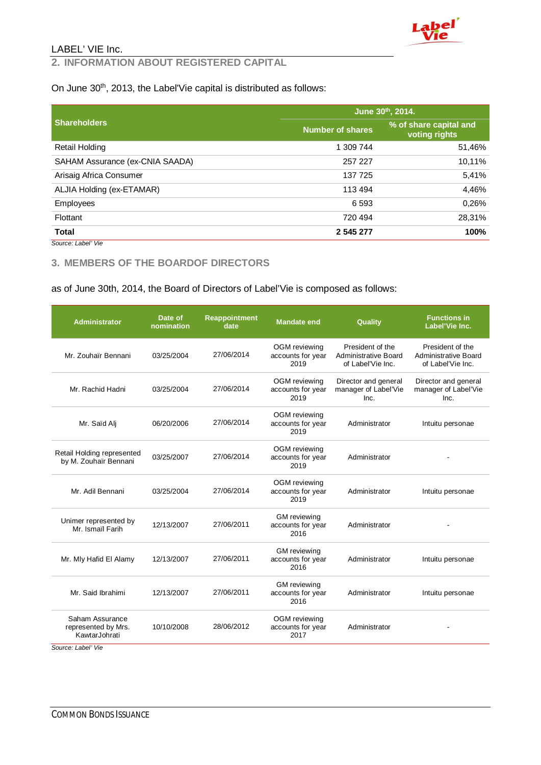LABEL' VIE Inc.

## 2. INFORMATION ABOUT REGISTERED CAPITAL

On June 30th, 2013, the Label'Vie capital is distributed as follows:

| Shareholders | June 30th, 2014. | |
|---|---|---|
| | Number of shares | % of share capital and voting rights |
| Retail Holding | 1 309 744 | 51,46% |
| SAHAM Assurance (ex-CNIA SAADA) | 257 227 | 10,11% |
| Arisaig Africa Consumer | 137 725 | 5,41% |
| ALJIA Holding (ex-ETAMAR) | 113 494 | 4,46% |
| Employees | 6 593 | 0,26% |
| Flottant | 720 494 | 28,31% |
| **Total** | **2 545 277** | **100%** |

*Source: Label' Vie*

## 3. MEMBERS OF THE BOARDOF DIRECTORS

as of June 30th, 2014, the Board of Directors of Label'Vie is composed as follows:

| Administrator | Date of nomination | Reappointment date | Mandate end | Quality | Functions in Label'Vie Inc. |
|---|---|---|---|---|---|
| Mr. Zouhaïr Bennani | 03/25/2004 | 27/06/2014 | OGM reviewing accounts for year 2019 | President of the Administrative Board of Label'Vie Inc. | President of the Administrative Board of Label'Vie Inc. |
| Mr. Rachid Hadni | 03/25/2004 | 27/06/2014 | OGM reviewing accounts for year 2019 | Director and general manager of Label'Vie Inc. | Director and general manager of Label'Vie Inc. |
| Mr. Saïd Alj | 06/20/2006 | 27/06/2014 | OGM reviewing accounts for year 2019 | Administrator | Intuitu personae |
| Retail Holding represented by M. Zouhaïr Bennani | 03/25/2007 | 27/06/2014 | OGM reviewing accounts for year 2019 | Administrator | - |
| Mr. Adil Bennani | 03/25/2004 | 27/06/2014 | OGM reviewing accounts for year 2019 | Administrator | Intuitu personae |
| Unimer represented by Mr. Ismaïl Farih | 12/13/2007 | 27/06/2011 | GM reviewing accounts for year 2016 | Administrator | - |
| Mr. Mly Hafid El Alamy | 12/13/2007 | 27/06/2011 | GM reviewing accounts for year 2016 | Administrator | Intuitu personae |
| Mr. Said Ibrahimi | 12/13/2007 | 27/06/2011 | GM reviewing accounts for year 2016 | Administrator | Intuitu personae |
| Saham Assurance represented by Mrs. KawtarJohrati | 10/10/2008 | 28/06/2012 | OGM reviewing accounts for year 2017 | Administrator | - |

*Source: Label' Vie*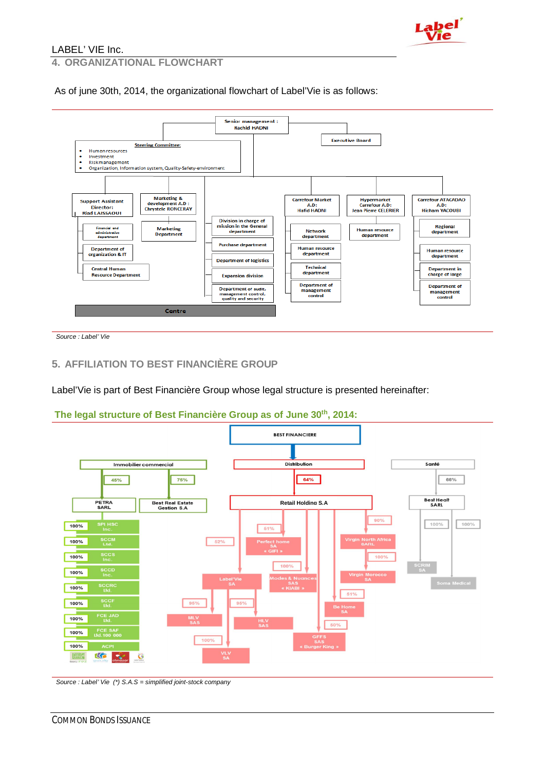LABEL' VIE Inc.

## 4. ORGANIZATIONAL FLOWCHART

As of june 30th, 2014, the organizational flowchart of Label'Vie is as follows:

Senior management : Rachid HADNI

Executive Board

Steering Committee:

- Human resources
- Investment
- Risk management
- Organization, Information system, Quality-Safety-environment

Support Assistant Director: Riad LAISSAOUI

- Financial and administrative department
- Department of organization & IT
- Central Human Resource Department

Marketing & development A.D : Chrystele RONCERAY

- Marketing Department

- Division in charge of mission in the General department
- Purchase department
- Department of logistics
- Expansion division
- Department of audit, management control, quality and security

Carrefour Market A.D: Hafid HADNI

- Network department
- Human resource department
- Technical department
- Department of management control

Hypermarket Carrefour A.D: Jean Pierre CELERIER

- Human resource department

Carrefour ATACADAO A.D: Hicham YACOUBI

- Regional department
- Human resource department
- Department in charge of large
- Department of management control

Centre

*Source : Label' Vie*

## 5. AFFILIATION TO BEST FINANCIÈRE GROUP

Label'Vie is part of Best Financière Group whose legal structure is presented hereinafter:

### The legal structure of Best Financière Group as of June 30th, 2014:

BEST FINANCIERE

- Immobilier commercial
  - 45% PETRA SARL
    - 100% SPI HSC Inc.
    - 100% SCCM Ltd.
    - 100% SCCS Inc.
    - 100% SCCD Inc.
    - 100% SCCRC Ltd.
    - 100% SCCF Ltd.
    - 100% FCE JAD Ltd.
    - 100% FCE SAF Ltd.100 000
    - 100% ACPI
  - 75% Best Real Estate Gestion S.A
- Distribution
  - 64% Retail Holding S.A
    - 52% Label'Vie SA
      - 95% MLV SAS
      - 95% HLV SAS
      - 100% VLV SA
    - 51% Perfect home SA « GIFI »
    - 100% Modes & Nuances SAS « KIABI »
    - 90% Virgin North Africa SARL
      - 100% Virgin Morocco SA
    - 51% Be Home SA
    - 50% GFFS SAS « Burger King »
- Santé
  - 66% Best Healt SARL
    - 100% SCRIM SA
    - 100% Soma Medical

*Source : Label' Vie (\*) S.A.S = simplified joint-stock company*

COMMON BONDS ISSUANCE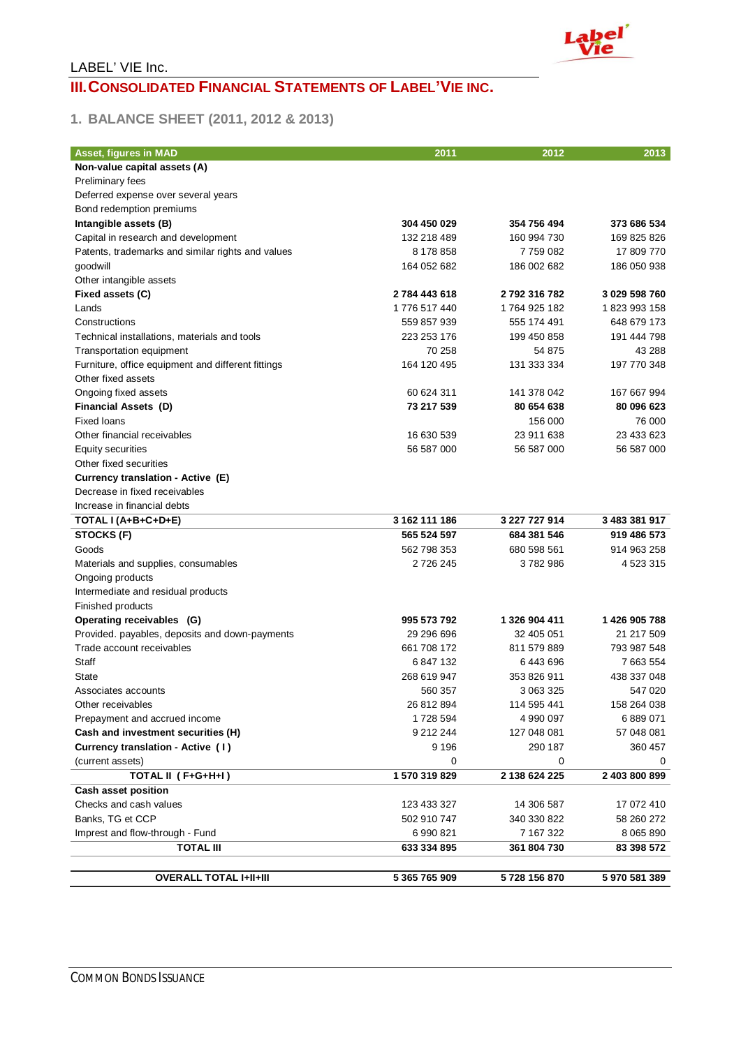## III. CONSOLIDATED FINANCIAL STATEMENTS OF LABEL'VIE INC.

### 1. BALANCE SHEET (2011, 2012 & 2013)

| Asset, figures in MAD | 2011 | 2012 | 2013 |
|---|---|---|---|
| **Non-value capital assets (A)** | | | |
| Preliminary fees | | | |
| Deferred expense over several years | | | |
| Bond redemption premiums | | | |
| **Intangible assets (B)** | **304 450 029** | **354 756 494** | **373 686 534** |
| Capital in research and development | 132 218 489 | 160 994 730 | 169 825 826 |
| Patents, trademarks and similar rights and values | 8 178 858 | 7 759 082 | 17 809 770 |
| goodwill | 164 052 682 | 186 002 682 | 186 050 938 |
| Other intangible assets | | | |
| **Fixed assets (C)** | **2 784 443 618** | **2 792 316 782** | **3 029 598 760** |
| Lands | 1 776 517 440 | 1 764 925 182 | 1 823 993 158 |
| Constructions | 559 857 939 | 555 174 491 | 648 679 173 |
| Technical installations, materials and tools | 223 253 176 | 199 450 858 | 191 444 798 |
| Transportation equipment | 70 258 | 54 875 | 43 288 |
| Furniture, office equipment and different fittings | 164 120 495 | 131 333 334 | 197 770 348 |
| Other fixed assets | | | |
| Ongoing fixed assets | 60 624 311 | 141 378 042 | 167 667 994 |
| **Financial Assets (D)** | **73 217 539** | **80 654 638** | **80 096 623** |
| Fixed loans | | 156 000 | 76 000 |
| Other financial receivables | 16 630 539 | 23 911 638 | 23 433 623 |
| Equity securities | 56 587 000 | 56 587 000 | 56 587 000 |
| Other fixed securities | | | |
| **Currency translation - Active (E)** | | | |
| Decrease in fixed receivables | | | |
| Increase in financial debts | | | |
| **TOTAL I (A+B+C+D+E)** | **3 162 111 186** | **3 227 727 914** | **3 483 381 917** |
| **STOCKS (F)** | **565 524 597** | **684 381 546** | **919 486 573** |
| Goods | 562 798 353 | 680 598 561 | 914 963 258 |
| Materials and supplies, consumables | 2 726 245 | 3 782 986 | 4 523 315 |
| Ongoing products | | | |
| Intermediate and residual products | | | |
| Finished products | | | |
| **Operating receivables (G)** | **995 573 792** | **1 326 904 411** | **1 426 905 788** |
| Provided. payables, deposits and down-payments | 29 296 696 | 32 405 051 | 21 217 509 |
| Trade account receivables | 661 708 172 | 811 579 889 | 793 987 548 |
| Staff | 6 847 132 | 6 443 696 | 7 663 554 |
| State | 268 619 947 | 353 826 911 | 438 337 048 |
| Associates accounts | 560 357 | 3 063 325 | 547 020 |
| Other receivables | 26 812 894 | 114 595 441 | 158 264 038 |
| Prepayment and accrued income | 1 728 594 | 4 990 097 | 6 889 071 |
| **Cash and investment securities (H)** | **9 212 244** | **127 048 081** | **57 048 081** |
| **Currency translation - Active (I)** | 9 196 | 290 187 | 360 457 |
| (current assets) | 0 | 0 | 0 |
| **TOTAL II (F+G+H+I)** | **1 570 319 829** | **2 138 624 225** | **2 403 800 899** |
| **Cash asset position** | | | |
| Checks and cash values | 123 433 327 | 14 306 587 | 17 072 410 |
| Banks, TG et CCP | 502 910 747 | 340 330 822 | 58 260 272 |
| Imprest and flow-through - Fund | 6 990 821 | 7 167 322 | 8 065 890 |
| **TOTAL III** | **633 334 895** | **361 804 730** | **83 398 572** |
| **OVERALL TOTAL I+II+III** | **5 365 765 909** | **5 728 156 870** | **5 970 581 389** |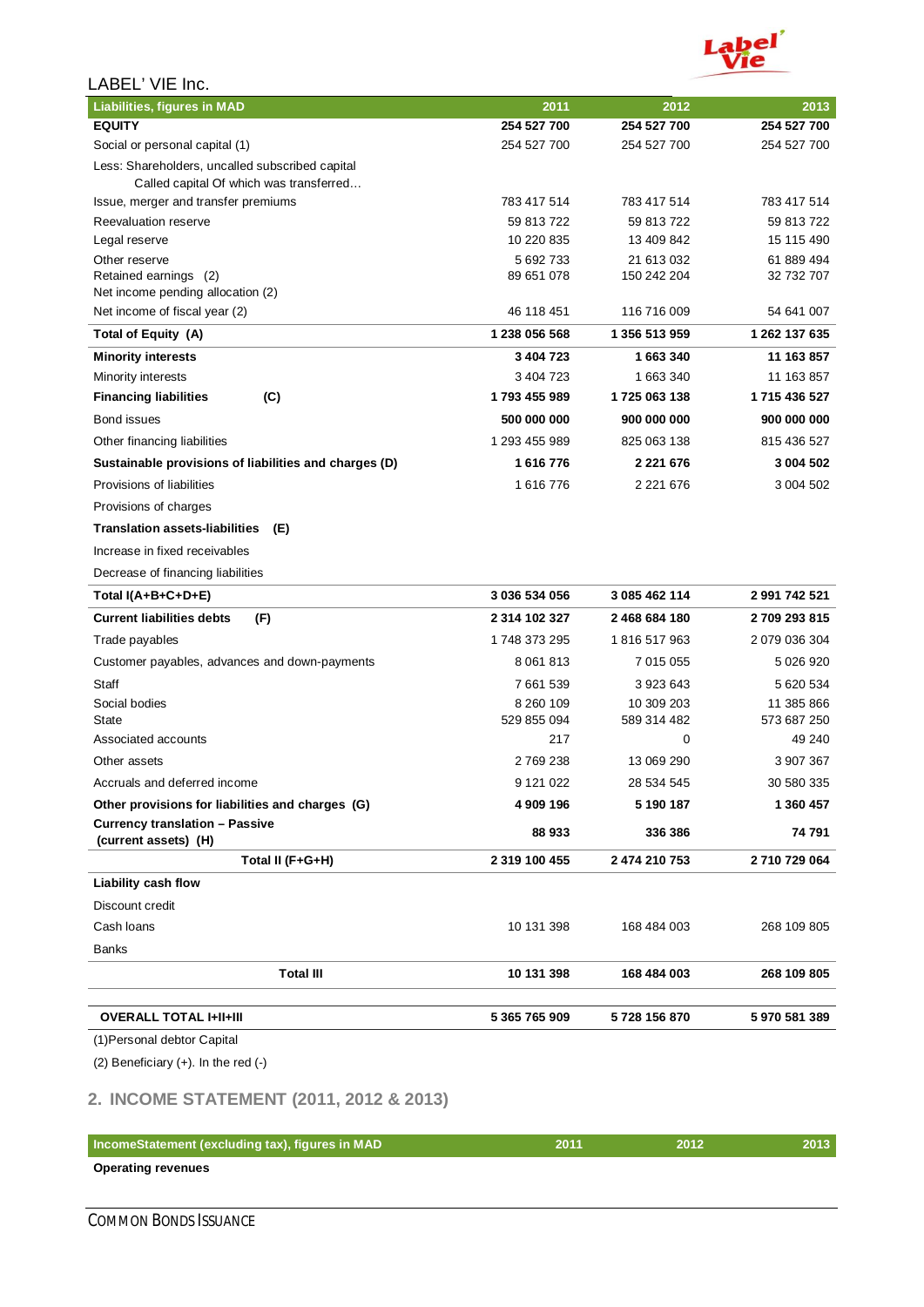LABEL' VIE Inc.

| Liabilities, figures in MAD | 2011 | 2012 | 2013 |
|---|---|---|---|
| **EQUITY** | **254 527 700** | **254 527 700** | **254 527 700** |
| Social or personal capital (1) | 254 527 700 | 254 527 700 | 254 527 700 |
| Less: Shareholders, uncalled subscribed capital Called capital Of which was transferred… | | | |
| Issue, merger and transfer premiums | 783 417 514 | 783 417 514 | 783 417 514 |
| Reevaluation reserve | 59 813 722 | 59 813 722 | 59 813 722 |
| Legal reserve | 10 220 835 | 13 409 842 | 15 115 490 |
| Other reserve | 5 692 733 | 21 613 032 | 61 889 494 |
| Retained earnings (2) | 89 651 078 | 150 242 204 | 32 732 707 |
| Net income pending allocation (2) | | | |
| Net income of fiscal year (2) | 46 118 451 | 116 716 009 | 54 641 007 |
| **Total of Equity (A)** | **1 238 056 568** | **1 356 513 959** | **1 262 137 635** |
| **Minority interests** | **3 404 723** | **1 663 340** | **11 163 857** |
| Minority interests | 3 404 723 | 1 663 340 | 11 163 857 |
| **Financing liabilities (C)** | **1 793 455 989** | **1 725 063 138** | **1 715 436 527** |
| Bond issues | **500 000 000** | **900 000 000** | **900 000 000** |
| Other financing liabilities | 1 293 455 989 | 825 063 138 | 815 436 527 |
| **Sustainable provisions of liabilities and charges (D)** | **1 616 776** | **2 221 676** | **3 004 502** |
| Provisions of liabilities | 1 616 776 | 2 221 676 | 3 004 502 |
| Provisions of charges | | | |
| **Translation assets-liabilities (E)** | | | |
| Increase in fixed receivables | | | |
| Decrease of financing liabilities | | | |
| **Total I(A+B+C+D+E)** | **3 036 534 056** | **3 085 462 114** | **2 991 742 521** |
| **Current liabilities debts (F)** | **2 314 102 327** | **2 468 684 180** | **2 709 293 815** |
| Trade payables | 1 748 373 295 | 1 816 517 963 | 2 079 036 304 |
| Customer payables, advances and down-payments | 8 061 813 | 7 015 055 | 5 026 920 |
| Staff | 7 661 539 | 3 923 643 | 5 620 534 |
| Social bodies | 8 260 109 | 10 309 203 | 11 385 866 |
| State | 529 855 094 | 589 314 482 | 573 687 250 |
| Associated accounts | 217 | 0 | 49 240 |
| Other assets | 2 769 238 | 13 069 290 | 3 907 367 |
| Accruals and deferred income | 9 121 022 | 28 534 545 | 30 580 335 |
| **Other provisions for liabilities and charges (G)** | **4 909 196** | **5 190 187** | **1 360 457** |
| **Currency translation – Passive (current assets) (H)** | **88 933** | **336 386** | **74 791** |
| **Total II (F+G+H)** | **2 319 100 455** | **2 474 210 753** | **2 710 729 064** |
| **Liability cash flow** | | | |
| Discount credit | | | |
| Cash loans | 10 131 398 | 168 484 003 | 268 109 805 |
| Banks | | | |
| **Total III** | **10 131 398** | **168 484 003** | **268 109 805** |
| **OVERALL TOTAL I+II+III** | **5 365 765 909** | **5 728 156 870** | **5 970 581 389** |

(1)Personal debtor Capital

(2) Beneficiary (+). In the red (-)

## 2. INCOME STATEMENT (2011, 2012 & 2013)

| IncomeStatement (excluding tax), figures in MAD | 2011 | 2012 | 2013 |
|---|---|---|---|
| **Operating revenues** | | | |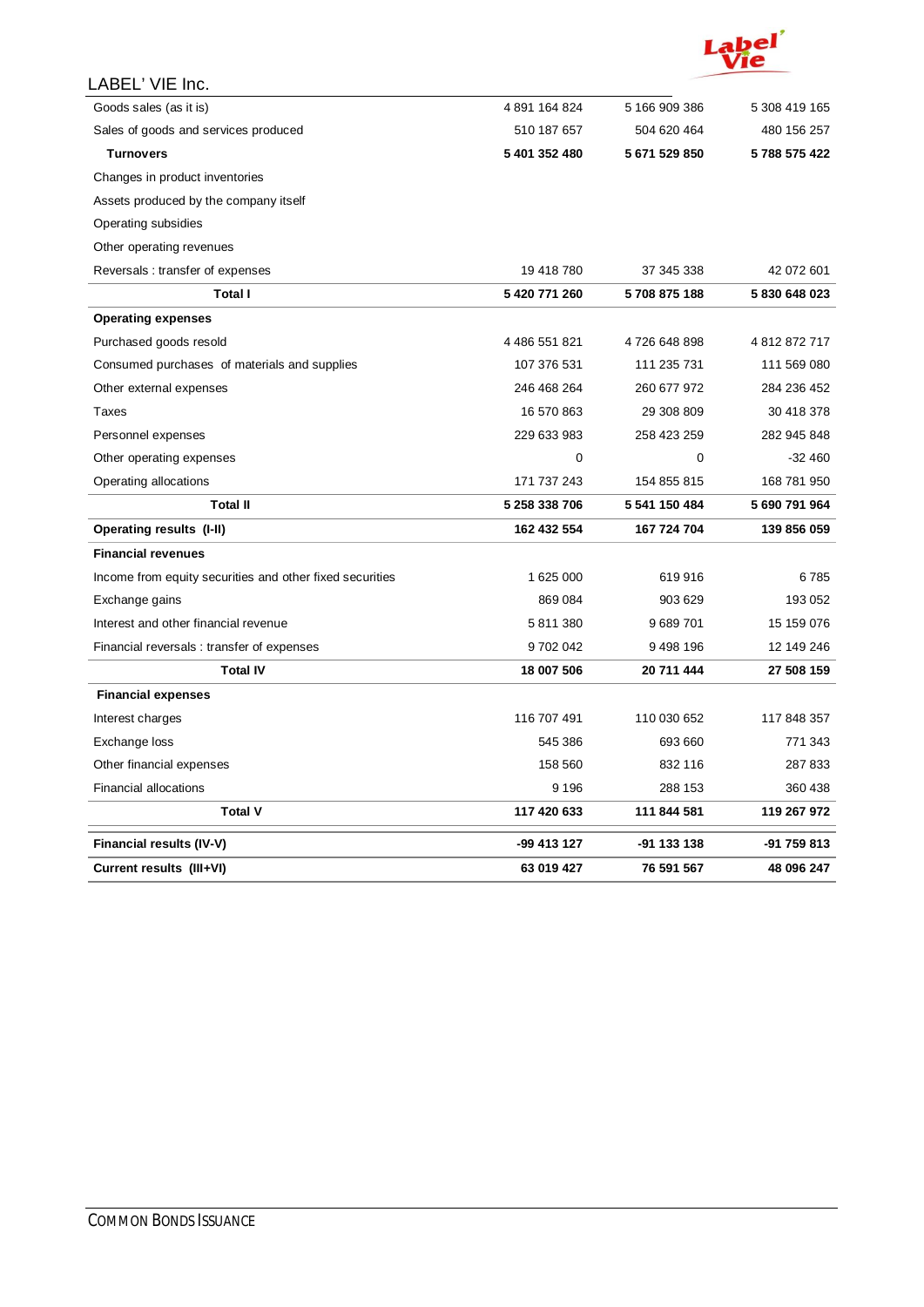LABEL' VIE Inc.

| | | | |
|---|---|---|---|
| Goods sales (as it is) | 4 891 164 824 | 5 166 909 386 | 5 308 419 165 |
| Sales of goods and services produced | 510 187 657 | 504 620 464 | 480 156 257 |
| **Turnovers** | **5 401 352 480** | **5 671 529 850** | **5 788 575 422** |
| Changes in product inventories | | | |
| Assets produced by the company itself | | | |
| Operating subsidies | | | |
| Other operating revenues | | | |
| Reversals : transfer of expenses | 19 418 780 | 37 345 338 | 42 072 601 |
| **Total I** | **5 420 771 260** | **5 708 875 188** | **5 830 648 023** |
| **Operating expenses** | | | |
| Purchased goods resold | 4 486 551 821 | 4 726 648 898 | 4 812 872 717 |
| Consumed purchases of materials and supplies | 107 376 531 | 111 235 731 | 111 569 080 |
| Other external expenses | 246 468 264 | 260 677 972 | 284 236 452 |
| Taxes | 16 570 863 | 29 308 809 | 30 418 378 |
| Personnel expenses | 229 633 983 | 258 423 259 | 282 945 848 |
| Other operating expenses | 0 | 0 | -32 460 |
| Operating allocations | 171 737 243 | 154 855 815 | 168 781 950 |
| **Total II** | **5 258 338 706** | **5 541 150 484** | **5 690 791 964** |
| **Operating results (I-II)** | **162 432 554** | **167 724 704** | **139 856 059** |
| **Financial revenues** | | | |
| Income from equity securities and other fixed securities | 1 625 000 | 619 916 | 6 785 |
| Exchange gains | 869 084 | 903 629 | 193 052 |
| Interest and other financial revenue | 5 811 380 | 9 689 701 | 15 159 076 |
| Financial reversals : transfer of expenses | 9 702 042 | 9 498 196 | 12 149 246 |
| **Total IV** | **18 007 506** | **20 711 444** | **27 508 159** |
| **Financial expenses** | | | |
| Interest charges | 116 707 491 | 110 030 652 | 117 848 357 |
| Exchange loss | 545 386 | 693 660 | 771 343 |
| Other financial expenses | 158 560 | 832 116 | 287 833 |
| Financial allocations | 9 196 | 288 153 | 360 438 |
| **Total V** | **117 420 633** | **111 844 581** | **119 267 972** |
| **Financial results (IV-V)** | **-99 413 127** | **-91 133 138** | **-91 759 813** |
| **Current results (III+VI)** | **63 019 427** | **76 591 567** | **48 096 247** |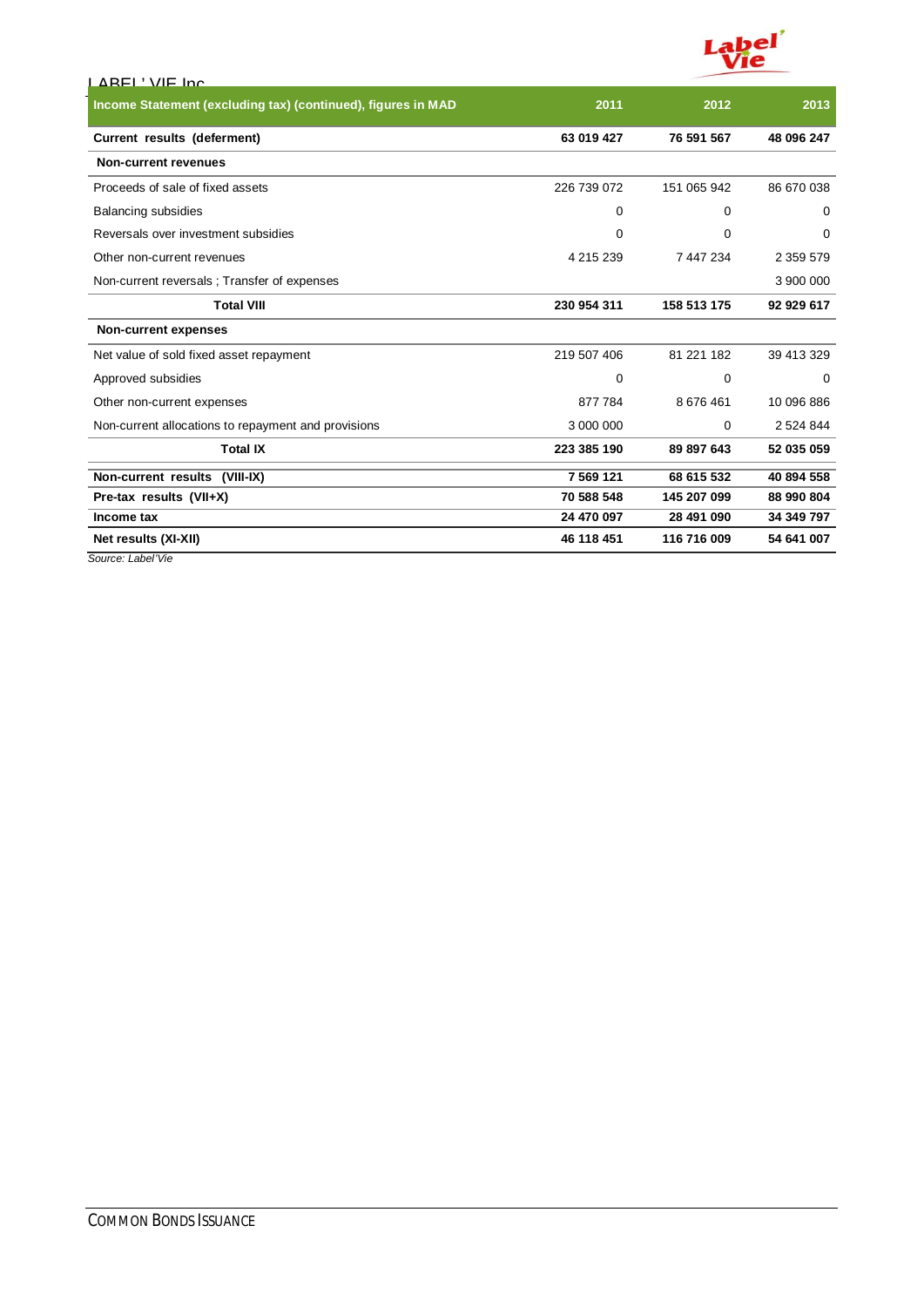| Income Statement (excluding tax) (continued), figures in MAD | 2011 | 2012 | 2013 |
|---|---|---|---|
| **Current results (deferment)** | **63 019 427** | **76 591 567** | **48 096 247** |
| **Non-current revenues** | | | |
| Proceeds of sale of fixed assets | 226 739 072 | 151 065 942 | 86 670 038 |
| Balancing subsidies | 0 | 0 | 0 |
| Reversals over investment subsidies | 0 | 0 | 0 |
| Other non-current revenues | 4 215 239 | 7 447 234 | 2 359 579 |
| Non-current reversals ; Transfer of expenses | | | 3 900 000 |
| **Total VIII** | **230 954 311** | **158 513 175** | **92 929 617** |
| **Non-current expenses** | | | |
| Net value of sold fixed asset repayment | 219 507 406 | 81 221 182 | 39 413 329 |
| Approved subsidies | 0 | 0 | 0 |
| Other non-current expenses | 877 784 | 8 676 461 | 10 096 886 |
| Non-current allocations to repayment and provisions | 3 000 000 | 0 | 2 524 844 |
| **Total IX** | **223 385 190** | **89 897 643** | **52 035 059** |
| **Non-current results (VIII-IX)** | **7 569 121** | **68 615 532** | **40 894 558** |
| **Pre-tax results (VII+X)** | **70 588 548** | **145 207 099** | **88 990 804** |
| **Income tax** | **24 470 097** | **28 491 090** | **34 349 797** |
| **Net results (XI-XII)** | **46 118 451** | **116 716 009** | **54 641 007** |

*Source: Label'Vie*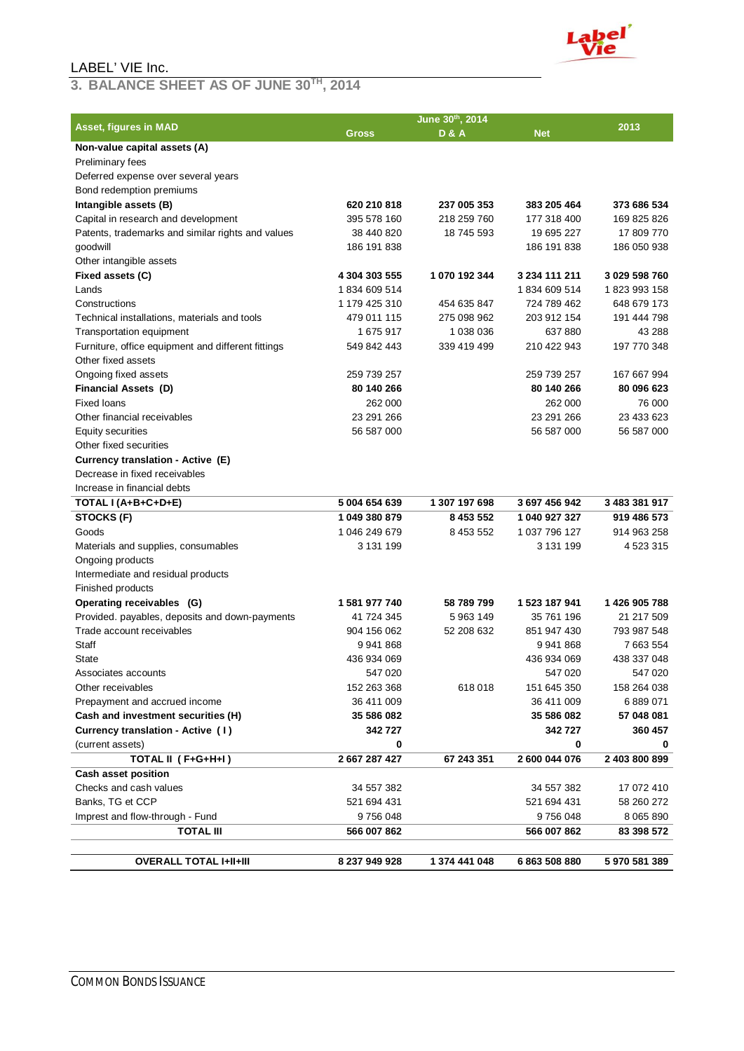LABEL' VIE Inc.

## 3. BALANCE SHEET AS OF JUNE 30TH, 2014

| Asset, figures in MAD | June 30th, 2014 | | | 2013 |
|---|---|---|---|---|
| | Gross | D & A | Net | |
| **Non-value capital assets (A)** | | | | |
| Preliminary fees | | | | |
| Deferred expense over several years | | | | |
| Bond redemption premiums | | | | |
| **Intangible assets (B)** | **620 210 818** | **237 005 353** | **383 205 464** | **373 686 534** |
| Capital in research and development | 395 578 160 | 218 259 760 | 177 318 400 | 169 825 826 |
| Patents, trademarks and similar rights and values | 38 440 820 | 18 745 593 | 19 695 227 | 17 809 770 |
| goodwill | 186 191 838 | | 186 191 838 | 186 050 938 |
| Other intangible assets | | | | |
| **Fixed assets (C)** | **4 304 303 555** | **1 070 192 344** | **3 234 111 211** | **3 029 598 760** |
| Lands | 1 834 609 514 | | 1 834 609 514 | 1 823 993 158 |
| Constructions | 1 179 425 310 | 454 635 847 | 724 789 462 | 648 679 173 |
| Technical installations, materials and tools | 479 011 115 | 275 098 962 | 203 912 154 | 191 444 798 |
| Transportation equipment | 1 675 917 | 1 038 036 | 637 880 | 43 288 |
| Furniture, office equipment and different fittings | 549 842 443 | 339 419 499 | 210 422 943 | 197 770 348 |
| Other fixed assets | | | | |
| Ongoing fixed assets | 259 739 257 | | 259 739 257 | 167 667 994 |
| **Financial Assets (D)** | **80 140 266** | | **80 140 266** | **80 096 623** |
| Fixed loans | 262 000 | | 262 000 | 76 000 |
| Other financial receivables | 23 291 266 | | 23 291 266 | 23 433 623 |
| Equity securities | 56 587 000 | | 56 587 000 | 56 587 000 |
| Other fixed securities | | | | |
| **Currency translation - Active (E)** | | | | |
| Decrease in fixed receivables | | | | |
| Increase in financial debts | | | | |
| **TOTAL I (A+B+C+D+E)** | **5 004 654 639** | **1 307 197 698** | **3 697 456 942** | **3 483 381 917** |
| **STOCKS (F)** | **1 049 380 879** | **8 453 552** | **1 040 927 327** | **919 486 573** |
| Goods | 1 046 249 679 | 8 453 552 | 1 037 796 127 | 914 963 258 |
| Materials and supplies, consumables | 3 131 199 | | 3 131 199 | 4 523 315 |
| Ongoing products | | | | |
| Intermediate and residual products | | | | |
| Finished products | | | | |
| **Operating receivables (G)** | **1 581 977 740** | **58 789 799** | **1 523 187 941** | **1 426 905 788** |
| Provided. payables, deposits and down-payments | 41 724 345 | 5 963 149 | 35 761 196 | 21 217 509 |
| Trade account receivables | 904 156 062 | 52 208 632 | 851 947 430 | 793 987 548 |
| Staff | 9 941 868 | | 9 941 868 | 7 663 554 |
| State | 436 934 069 | | 436 934 069 | 438 337 048 |
| Associates accounts | 547 020 | | 547 020 | 547 020 |
| Other receivables | 152 263 368 | 618 018 | 151 645 350 | 158 264 038 |
| Prepayment and accrued income | 36 411 009 | | 36 411 009 | 6 889 071 |
| **Cash and investment securities (H)** | **35 586 082** | | **35 586 082** | **57 048 081** |
| **Currency translation - Active ( I )** | **342 727** | | **342 727** | **360 457** |
| (current assets) | **0** | | **0** | **0** |
| **TOTAL II ( F+G+H+I )** | **2 667 287 427** | **67 243 351** | **2 600 044 076** | **2 403 800 899** |
| **Cash asset position** | | | | |
| Checks and cash values | 34 557 382 | | 34 557 382 | 17 072 410 |
| Banks, TG et CCP | 521 694 431 | | 521 694 431 | 58 260 272 |
| Imprest and flow-through - Fund | 9 756 048 | | 9 756 048 | 8 065 890 |
| **TOTAL III** | **566 007 862** | | **566 007 862** | **83 398 572** |
| **OVERALL TOTAL I+II+III** | **8 237 949 928** | **1 374 441 048** | **6 863 508 880** | **5 970 581 389** |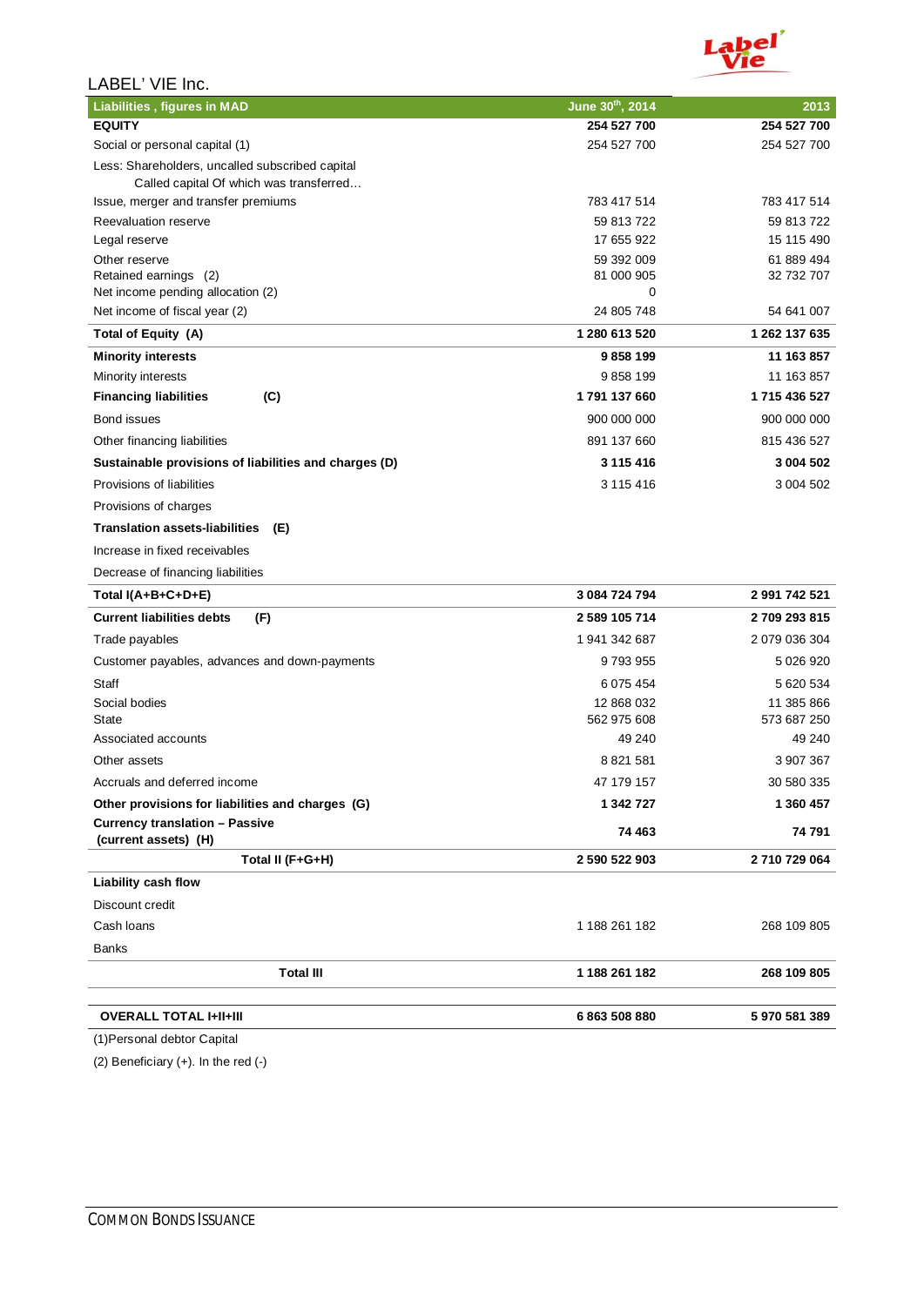LABEL' VIE Inc.

| Liabilities , figures in MAD | June 30th, 2014 | 2013 |
|---|---|---|
| **EQUITY** | **254 527 700** | **254 527 700** |
| Social or personal capital (1) | 254 527 700 | 254 527 700 |
| Less: Shareholders, uncalled subscribed capital Called capital Of which was transferred… | | |
| Issue, merger and transfer premiums | 783 417 514 | 783 417 514 |
| Reevaluation reserve | 59 813 722 | 59 813 722 |
| Legal reserve | 17 655 922 | 15 115 490 |
| Other reserve | 59 392 009 | 61 889 494 |
| Retained earnings (2) | 81 000 905 | 32 732 707 |
| Net income pending allocation (2) | 0 | |
| Net income of fiscal year (2) | 24 805 748 | 54 641 007 |
| **Total of Equity (A)** | **1 280 613 520** | **1 262 137 635** |
| **Minority interests** | **9 858 199** | **11 163 857** |
| Minority interests | 9 858 199 | 11 163 857 |
| **Financing liabilities (C)** | **1 791 137 660** | **1 715 436 527** |
| Bond issues | 900 000 000 | 900 000 000 |
| Other financing liabilities | 891 137 660 | 815 436 527 |
| **Sustainable provisions of liabilities and charges (D)** | **3 115 416** | **3 004 502** |
| Provisions of liabilities | 3 115 416 | 3 004 502 |
| Provisions of charges | | |
| **Translation assets-liabilities (E)** | | |
| Increase in fixed receivables | | |
| Decrease of financing liabilities | | |
| **Total I(A+B+C+D+E)** | **3 084 724 794** | **2 991 742 521** |
| **Current liabilities debts (F)** | **2 589 105 714** | **2 709 293 815** |
| Trade payables | 1 941 342 687 | 2 079 036 304 |
| Customer payables, advances and down-payments | 9 793 955 | 5 026 920 |
| Staff | 6 075 454 | 5 620 534 |
| Social bodies | 12 868 032 | 11 385 866 |
| State | 562 975 608 | 573 687 250 |
| Associated accounts | 49 240 | 49 240 |
| Other assets | 8 821 581 | 3 907 367 |
| Accruals and deferred income | 47 179 157 | 30 580 335 |
| **Other provisions for liabilities and charges (G)** | **1 342 727** | **1 360 457** |
| **Currency translation – Passive (current assets) (H)** | **74 463** | **74 791** |
| **Total II (F+G+H)** | **2 590 522 903** | **2 710 729 064** |
| **Liability cash flow** | | |
| Discount credit | | |
| Cash loans | 1 188 261 182 | 268 109 805 |
| Banks | | |
| **Total III** | **1 188 261 182** | **268 109 805** |
| **OVERALL TOTAL I+II+III** | **6 863 508 880** | **5 970 581 389** |

(1)Personal debtor Capital

(2) Beneficiary (+). In the red (-)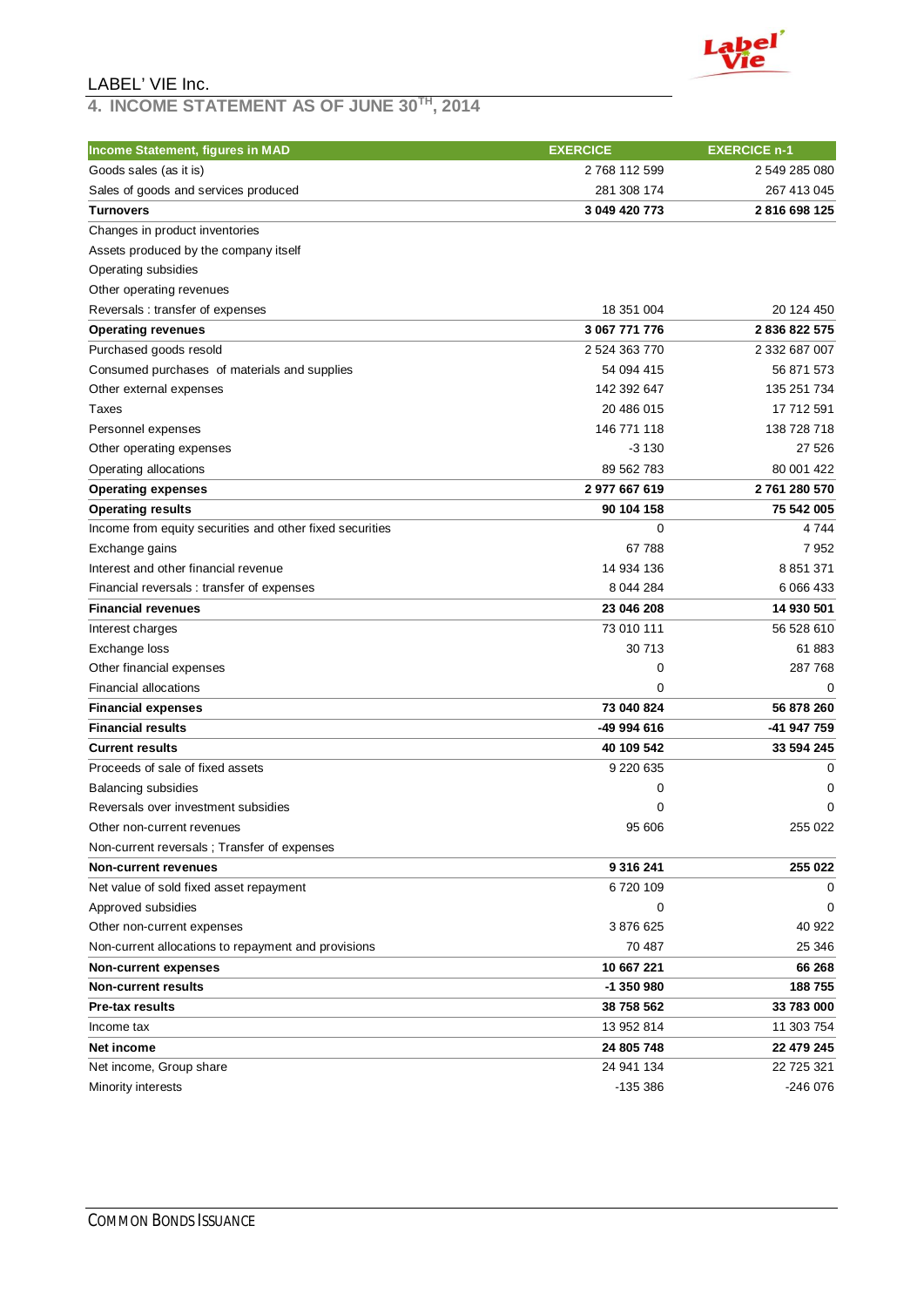LABEL' VIE Inc.

## 4. INCOME STATEMENT AS OF JUNE 30TH, 2014

| Income Statement, figures in MAD | EXERCICE | EXERCICE n-1 |
|---|---|---|
| Goods sales (as it is) | 2 768 112 599 | 2 549 285 080 |
| Sales of goods and services produced | 281 308 174 | 267 413 045 |
| **Turnovers** | **3 049 420 773** | **2 816 698 125** |
| Changes in product inventories | | |
| Assets produced by the company itself | | |
| Operating subsidies | | |
| Other operating revenues | | |
| Reversals : transfer of expenses | 18 351 004 | 20 124 450 |
| **Operating revenues** | **3 067 771 776** | **2 836 822 575** |
| Purchased goods resold | 2 524 363 770 | 2 332 687 007 |
| Consumed purchases of materials and supplies | 54 094 415 | 56 871 573 |
| Other external expenses | 142 392 647 | 135 251 734 |
| Taxes | 20 486 015 | 17 712 591 |
| Personnel expenses | 146 771 118 | 138 728 718 |
| Other operating expenses | -3 130 | 27 526 |
| Operating allocations | 89 562 783 | 80 001 422 |
| **Operating expenses** | **2 977 667 619** | **2 761 280 570** |
| **Operating results** | **90 104 158** | **75 542 005** |
| Income from equity securities and other fixed securities | 0 | 4 744 |
| Exchange gains | 67 788 | 7 952 |
| Interest and other financial revenue | 14 934 136 | 8 851 371 |
| Financial reversals : transfer of expenses | 8 044 284 | 6 066 433 |
| **Financial revenues** | **23 046 208** | **14 930 501** |
| Interest charges | 73 010 111 | 56 528 610 |
| Exchange loss | 30 713 | 61 883 |
| Other financial expenses | 0 | 287 768 |
| Financial allocations | 0 | 0 |
| **Financial expenses** | **73 040 824** | **56 878 260** |
| **Financial results** | **-49 994 616** | **-41 947 759** |
| **Current results** | **40 109 542** | **33 594 245** |
| Proceeds of sale of fixed assets | 9 220 635 | 0 |
| Balancing subsidies | 0 | 0 |
| Reversals over investment subsidies | 0 | 0 |
| Other non-current revenues | 95 606 | 255 022 |
| Non-current reversals ; Transfer of expenses | | |
| **Non-current revenues** | **9 316 241** | **255 022** |
| Net value of sold fixed asset repayment | 6 720 109 | 0 |
| Approved subsidies | 0 | 0 |
| Other non-current expenses | 3 876 625 | 40 922 |
| Non-current allocations to repayment and provisions | 70 487 | 25 346 |
| **Non-current expenses** | **10 667 221** | **66 268** |
| **Non-current results** | **-1 350 980** | **188 755** |
| **Pre-tax results** | **38 758 562** | **33 783 000** |
| Income tax | 13 952 814 | 11 303 754 |
| **Net income** | **24 805 748** | **22 479 245** |
| Net income, Group share | 24 941 134 | 22 725 321 |
| Minority interests | -135 386 | -246 076 |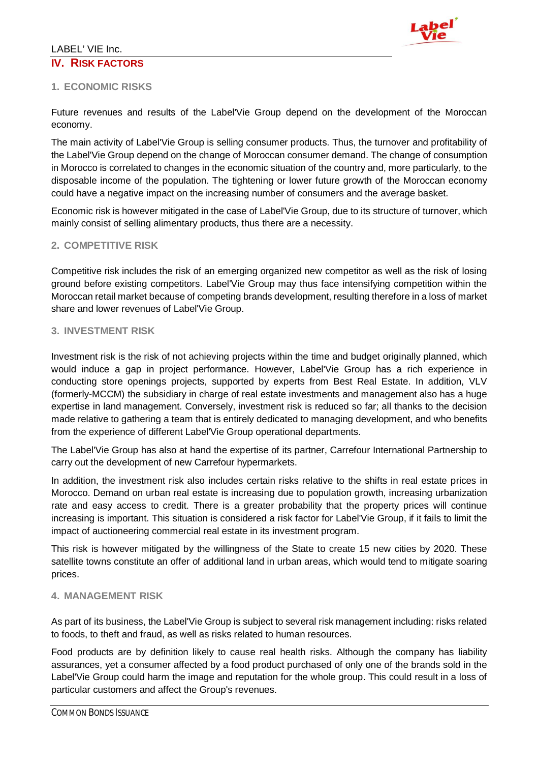## IV. RISK FACTORS

### 1. ECONOMIC RISKS

Future revenues and results of the Label'Vie Group depend on the development of the Moroccan economy.

The main activity of Label'Vie Group is selling consumer products. Thus, the turnover and profitability of the Label'Vie Group depend on the change of Moroccan consumer demand. The change of consumption in Morocco is correlated to changes in the economic situation of the country and, more particularly, to the disposable income of the population. The tightening or lower future growth of the Moroccan economy could have a negative impact on the increasing number of consumers and the average basket.

Economic risk is however mitigated in the case of Label'Vie Group, due to its structure of turnover, which mainly consist of selling alimentary products, thus there are a necessity.

### 2. COMPETITIVE RISK

Competitive risk includes the risk of an emerging organized new competitor as well as the risk of losing ground before existing competitors. Label'Vie Group may thus face intensifying competition within the Moroccan retail market because of competing brands development, resulting therefore in a loss of market share and lower revenues of Label'Vie Group.

### 3. INVESTMENT RISK

Investment risk is the risk of not achieving projects within the time and budget originally planned, which would induce a gap in project performance. However, Label'Vie Group has a rich experience in conducting store openings projects, supported by experts from Best Real Estate. In addition, VLV (formerly-MCCM) the subsidiary in charge of real estate investments and management also has a huge expertise in land management. Conversely, investment risk is reduced so far; all thanks to the decision made relative to gathering a team that is entirely dedicated to managing development, and who benefits from the experience of different Label'Vie Group operational departments.

The Label'Vie Group has also at hand the expertise of its partner, Carrefour International Partnership to carry out the development of new Carrefour hypermarkets.

In addition, the investment risk also includes certain risks relative to the shifts in real estate prices in Morocco. Demand on urban real estate is increasing due to population growth, increasing urbanization rate and easy access to credit. There is a greater probability that the property prices will continue increasing is important. This situation is considered a risk factor for Label'Vie Group, if it fails to limit the impact of auctioneering commercial real estate in its investment program.

This risk is however mitigated by the willingness of the State to create 15 new cities by 2020. These satellite towns constitute an offer of additional land in urban areas, which would tend to mitigate soaring prices.

### 4. MANAGEMENT RISK

As part of its business, the Label'Vie Group is subject to several risk management including: risks related to foods, to theft and fraud, as well as risks related to human resources.

Food products are by definition likely to cause real health risks. Although the company has liability assurances, yet a consumer affected by a food product purchased of only one of the brands sold in the Label'Vie Group could harm the image and reputation for the whole group. This could result in a loss of particular customers and affect the Group's revenues.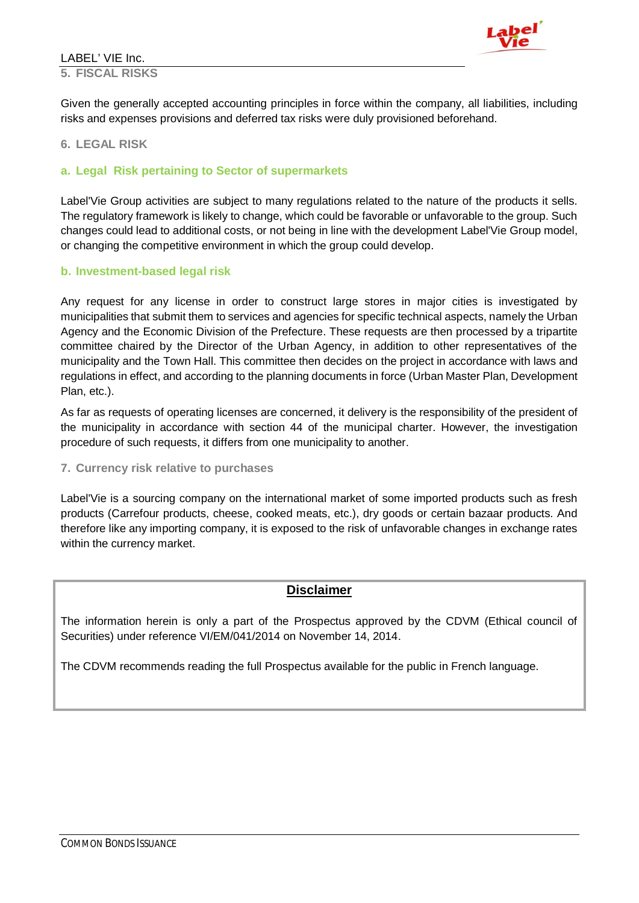## 5. FISCAL RISKS

Given the generally accepted accounting principles in force within the company, all liabilities, including risks and expenses provisions and deferred tax risks were duly provisioned beforehand.

## 6. LEGAL RISK

### a. Legal Risk pertaining to Sector of supermarkets

Label'Vie Group activities are subject to many regulations related to the nature of the products it sells. The regulatory framework is likely to change, which could be favorable or unfavorable to the group. Such changes could lead to additional costs, or not being in line with the development Label'Vie Group model, or changing the competitive environment in which the group could develop.

### b. Investment-based legal risk

Any request for any license in order to construct large stores in major cities is investigated by municipalities that submit them to services and agencies for specific technical aspects, namely the Urban Agency and the Economic Division of the Prefecture. These requests are then processed by a tripartite committee chaired by the Director of the Urban Agency, in addition to other representatives of the municipality and the Town Hall. This committee then decides on the project in accordance with laws and regulations in effect, and according to the planning documents in force (Urban Master Plan, Development Plan, etc.).

As far as requests of operating licenses are concerned, it delivery is the responsibility of the president of the municipality in accordance with section 44 of the municipal charter. However, the investigation procedure of such requests, it differs from one municipality to another.

## 7. Currency risk relative to purchases

Label'Vie is a sourcing company on the international market of some imported products such as fresh products (Carrefour products, cheese, cooked meats, etc.), dry goods or certain bazaar products. And therefore like any importing company, it is exposed to the risk of unfavorable changes in exchange rates within the currency market.

**Disclaimer**

The information herein is only a part of the Prospectus approved by the CDVM (Ethical council of Securities) under reference VI/EM/041/2014 on November 14, 2014.

The CDVM recommends reading the full Prospectus available for the public in French language.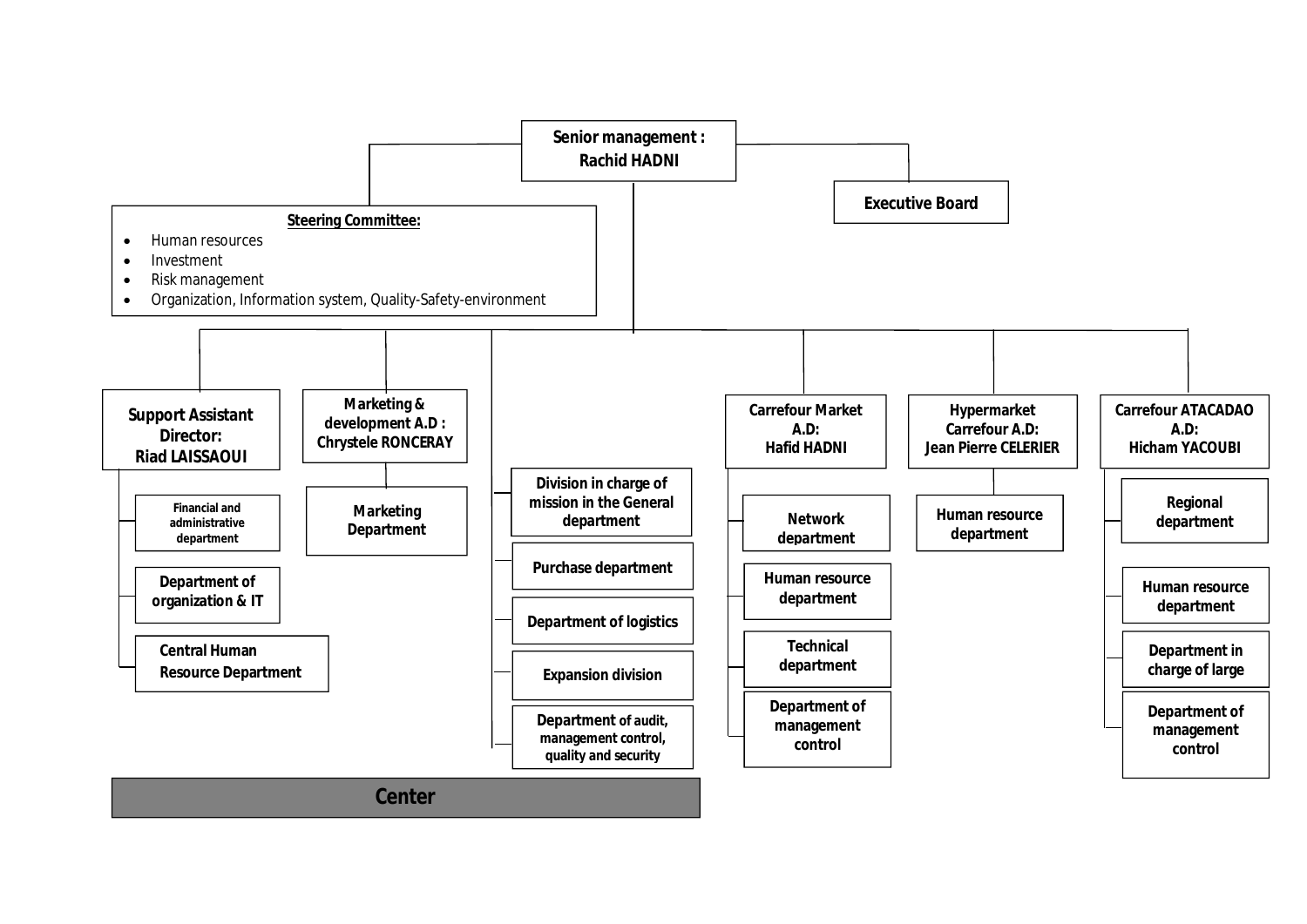Senior management : Rachid HADNI

Executive Board

**Steering Committee:**

- Human resources
- Investment
- Risk management
- Organization, Information system, Quality-Safety-environment

Support Assistant Director: Riad LAISSAOUI

- Financial and administrative department
- Department of organization & IT
- Central Human Resource Department

Marketing & development A.D : Chrystele RONCERAY

- Marketing Department

Division in charge of mission in the General department

Purchase department

Department of logistics

Expansion division

Department of audit, management control, quality and security

Carrefour Market A.D: Hafid HADNI

- Network department
- Human resource department
- Technical department
- Department of management control

Hypermarket Carrefour A.D: Jean Pierre CELERIER

- Human resource department

Carrefour ATACADAO A.D: Hicham YACOUBI

- Regional department
- Human resource department
- Department in charge of large
- Department of management control

Center